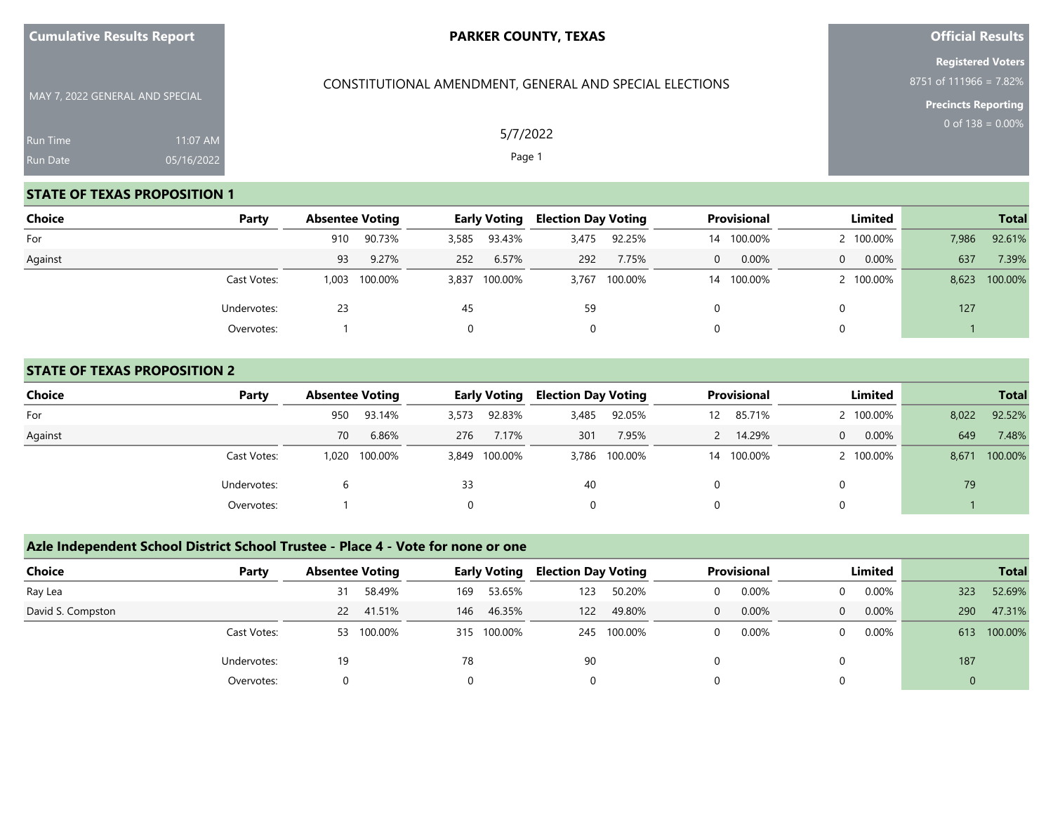**Cumulative Results Report**

MAY 7, 2022 GENERAL AND SPECIAL

Run Time 11:07 AM

Run Date 05/16/2022

**PARKER COUNTY, TEXAS**

CONSTITUTIONAL AMENDMENT, GENERAL AND SPECIAL ELECTIONS

5/7/2022

**Official Results**

**Registered Voters**

8751 of 111966 = 7.82%

**Precincts Reporting**

0 of 138 = 0.00%

## STATE OF TEXAS PROPOSITION 1

| Choice | Party | Absentee Voting | | Early Voting | | Election Day Voting | | Provisional | | Limited | | Total | |
|---|---|---|---|---|---|---|---|---|---|---|---|---|---|
| For | | 910 | 90.73% | 3,585 | 93.43% | 3,475 | 92.25% | 14 | 100.00% | 2 | 100.00% | 7,986 | 92.61% |
| Against | | 93 | 9.27% | 252 | 6.57% | 292 | 7.75% | 0 | 0.00% | 0 | 0.00% | 637 | 7.39% |
| | Cast Votes: | 1,003 | 100.00% | 3,837 | 100.00% | 3,767 | 100.00% | 14 | 100.00% | 2 | 100.00% | 8,623 | 100.00% |
| | Undervotes: | 23 | | 45 | | 59 | | 0 | | 0 | | 127 | |
| | Overvotes: | 1 | | 0 | | 0 | | 0 | | 0 | | 1 | |

## STATE OF TEXAS PROPOSITION 2

| Choice | Party | Absentee Voting | | Early Voting | | Election Day Voting | | Provisional | | Limited | | Total | |
|---|---|---|---|---|---|---|---|---|---|---|---|---|---|
| For | | 950 | 93.14% | 3,573 | 92.83% | 3,485 | 92.05% | 12 | 85.71% | 2 | 100.00% | 8,022 | 92.52% |
| Against | | 70 | 6.86% | 276 | 7.17% | 301 | 7.95% | 2 | 14.29% | 0 | 0.00% | 649 | 7.48% |
| | Cast Votes: | 1,020 | 100.00% | 3,849 | 100.00% | 3,786 | 100.00% | 14 | 100.00% | 2 | 100.00% | 8,671 | 100.00% |
| | Undervotes: | 6 | | 33 | | 40 | | 0 | | 0 | | 79 | |
| | Overvotes: | 1 | | 0 | | 0 | | 0 | | 0 | | 1 | |

## Azle Independent School District School Trustee - Place 4 - Vote for none or one

| Choice | Party | Absentee Voting | | Early Voting | | Election Day Voting | | Provisional | | Limited | | Total | |
|---|---|---|---|---|---|---|---|---|---|---|---|---|---|
| Ray Lea | | 31 | 58.49% | 169 | 53.65% | 123 | 50.20% | 0 | 0.00% | 0 | 0.00% | 323 | 52.69% |
| David S. Compston | | 22 | 41.51% | 146 | 46.35% | 122 | 49.80% | 0 | 0.00% | 0 | 0.00% | 290 | 47.31% |
| | Cast Votes: | 53 | 100.00% | 315 | 100.00% | 245 | 100.00% | 0 | 0.00% | 0 | 0.00% | 613 | 100.00% |
| | Undervotes: | 19 | | 78 | | 90 | | 0 | | 0 | | 187 | |
| | Overvotes: | 0 | | 0 | | 0 | | 0 | | 0 | | 0 | |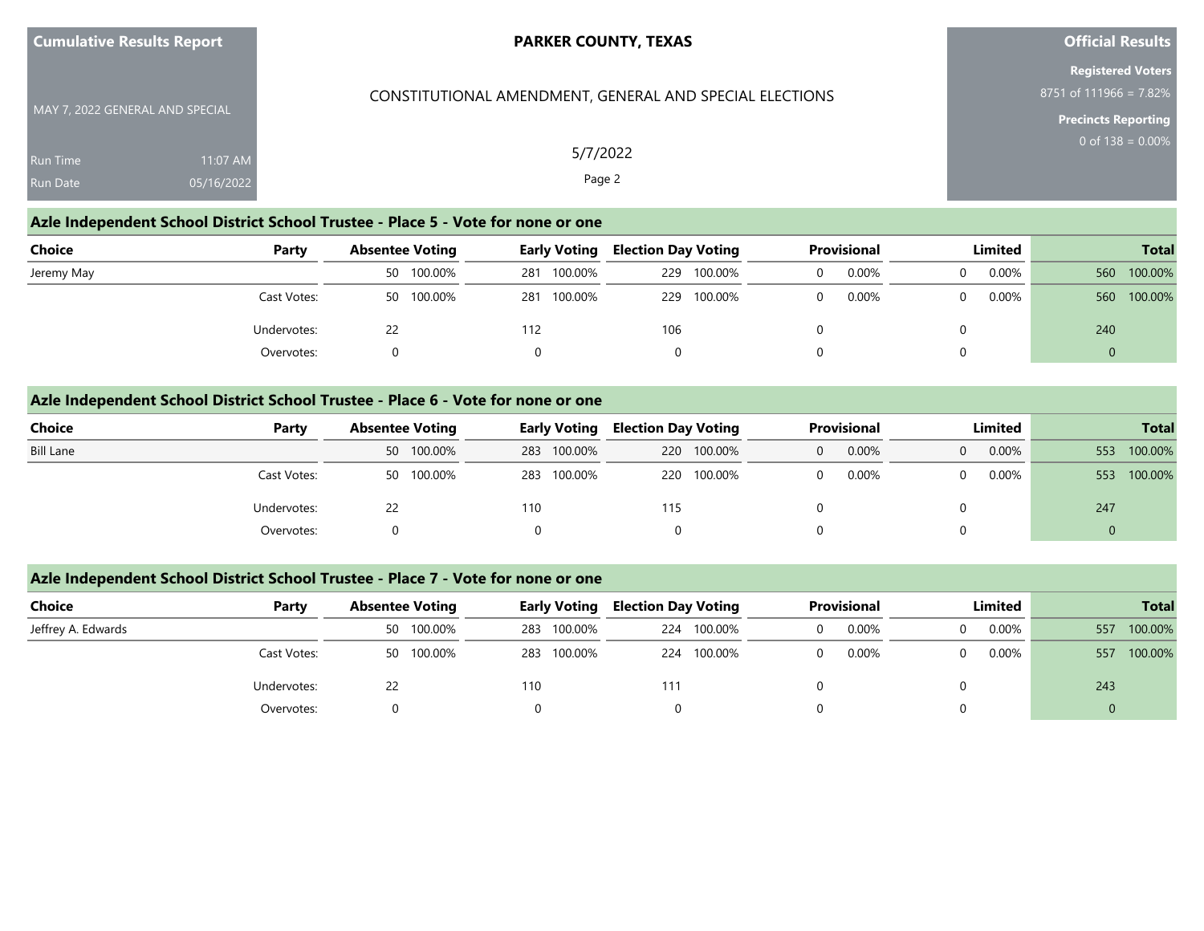Cumulative Results Report

MAY 7, 2022 GENERAL AND SPECIAL

Run Time 11:07 AM

Run Date 05/16/2022

**PARKER COUNTY, TEXAS**

CONSTITUTIONAL AMENDMENT, GENERAL AND SPECIAL ELECTIONS

5/7/2022

**Official Results**

**Registered Voters**

8751 of 111966 = 7.82%

**Precincts Reporting**

0 of 138 = 0.00%

## Azle Independent School District School Trustee - Place 5 - Vote for none or one

| Choice | Party | Absentee Voting | | Early Voting | | Election Day Voting | | Provisional | | Limited | | Total | |
|---|---|---|---|---|---|---|---|---|---|---|---|---|---|
| Jeremy May | | 50 | 100.00% | 281 | 100.00% | 229 | 100.00% | 0 | 0.00% | 0 | 0.00% | 560 | 100.00% |
| | Cast Votes: | 50 | 100.00% | 281 | 100.00% | 229 | 100.00% | 0 | 0.00% | 0 | 0.00% | 560 | 100.00% |
| | Undervotes: | 22 | | 112 | | 106 | | 0 | | 0 | | 240 | |
| | Overvotes: | 0 | | 0 | | 0 | | 0 | | 0 | | 0 | |

## Azle Independent School District School Trustee - Place 6 - Vote for none or one

| Choice | Party | Absentee Voting | | Early Voting | | Election Day Voting | | Provisional | | Limited | | Total | |
|---|---|---|---|---|---|---|---|---|---|---|---|---|---|
| Bill Lane | | 50 | 100.00% | 283 | 100.00% | 220 | 100.00% | 0 | 0.00% | 0 | 0.00% | 553 | 100.00% |
| | Cast Votes: | 50 | 100.00% | 283 | 100.00% | 220 | 100.00% | 0 | 0.00% | 0 | 0.00% | 553 | 100.00% |
| | Undervotes: | 22 | | 110 | | 115 | | 0 | | 0 | | 247 | |
| | Overvotes: | 0 | | 0 | | 0 | | 0 | | 0 | | 0 | |

## Azle Independent School District School Trustee - Place 7 - Vote for none or one

| Choice | Party | Absentee Voting | | Early Voting | | Election Day Voting | | Provisional | | Limited | | Total | |
|---|---|---|---|---|---|---|---|---|---|---|---|---|---|
| Jeffrey A. Edwards | | 50 | 100.00% | 283 | 100.00% | 224 | 100.00% | 0 | 0.00% | 0 | 0.00% | 557 | 100.00% |
| | Cast Votes: | 50 | 100.00% | 283 | 100.00% | 224 | 100.00% | 0 | 0.00% | 0 | 0.00% | 557 | 100.00% |
| | Undervotes: | 22 | | 110 | | 111 | | 0 | | 0 | | 243 | |
| | Overvotes: | 0 | | 0 | | 0 | | 0 | | 0 | | 0 | |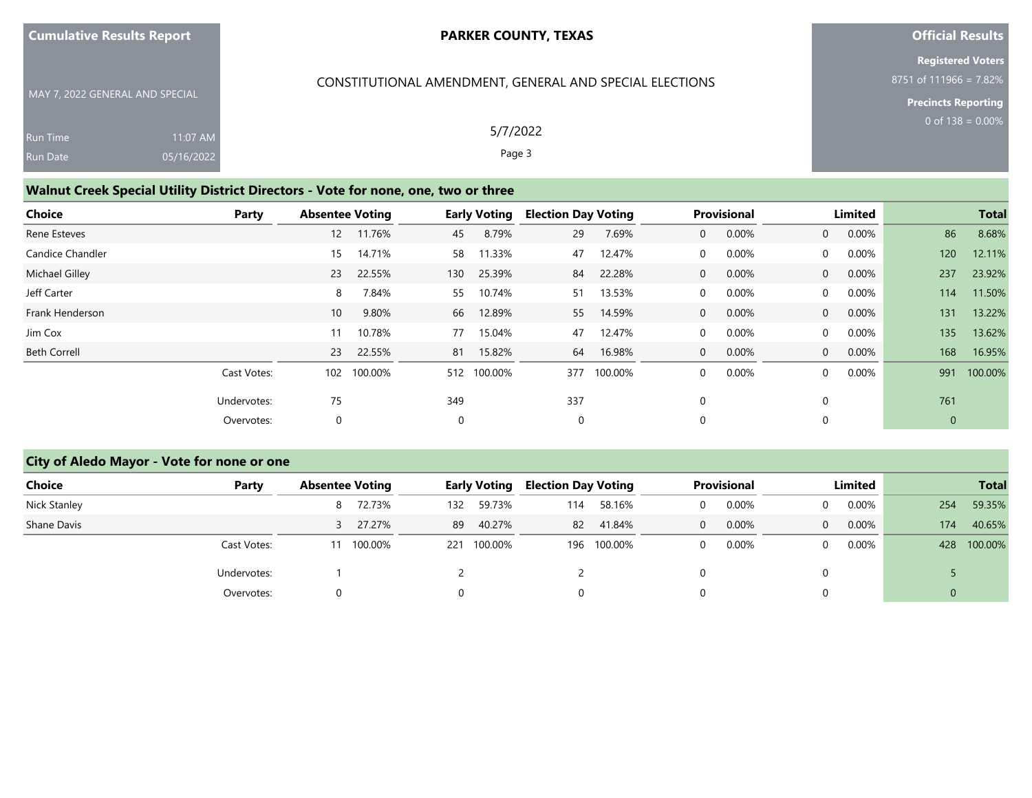## Walnut Creek Special Utility District Directors - Vote for none, one, two or three

| Choice | Party | Absentee Voting | | Early Voting | | Election Day Voting | | Provisional | | Limited | | Total | |
|---|---|---|---|---|---|---|---|---|---|---|---|---|---|
| Rene Esteves | | 12 | 11.76% | 45 | 8.79% | 29 | 7.69% | 0 | 0.00% | 0 | 0.00% | 86 | 8.68% |
| Candice Chandler | | 15 | 14.71% | 58 | 11.33% | 47 | 12.47% | 0 | 0.00% | 0 | 0.00% | 120 | 12.11% |
| Michael Gilley | | 23 | 22.55% | 130 | 25.39% | 84 | 22.28% | 0 | 0.00% | 0 | 0.00% | 237 | 23.92% |
| Jeff Carter | | 8 | 7.84% | 55 | 10.74% | 51 | 13.53% | 0 | 0.00% | 0 | 0.00% | 114 | 11.50% |
| Frank Henderson | | 10 | 9.80% | 66 | 12.89% | 55 | 14.59% | 0 | 0.00% | 0 | 0.00% | 131 | 13.22% |
| Jim Cox | | 11 | 10.78% | 77 | 15.04% | 47 | 12.47% | 0 | 0.00% | 0 | 0.00% | 135 | 13.62% |
| Beth Correll | | 23 | 22.55% | 81 | 15.82% | 64 | 16.98% | 0 | 0.00% | 0 | 0.00% | 168 | 16.95% |
| | Cast Votes: | 102 | 100.00% | 512 | 100.00% | 377 | 100.00% | 0 | 0.00% | 0 | 0.00% | 991 | 100.00% |
| | Undervotes: | 75 | | 349 | | 337 | | 0 | | 0 | | 761 | |
| | Overvotes: | 0 | | 0 | | 0 | | 0 | | 0 | | 0 | |

## City of Aledo Mayor - Vote for none or one

| Choice | Party | Absentee Voting | | Early Voting | | Election Day Voting | | Provisional | | Limited | | Total | |
|---|---|---|---|---|---|---|---|---|---|---|---|---|---|
| Nick Stanley | | 8 | 72.73% | 132 | 59.73% | 114 | 58.16% | 0 | 0.00% | 0 | 0.00% | 254 | 59.35% |
| Shane Davis | | 3 | 27.27% | 89 | 40.27% | 82 | 41.84% | 0 | 0.00% | 0 | 0.00% | 174 | 40.65% |
| | Cast Votes: | 11 | 100.00% | 221 | 100.00% | 196 | 100.00% | 0 | 0.00% | 0 | 0.00% | 428 | 100.00% |
| | Undervotes: | 1 | | 2 | | 2 | | 0 | | 0 | | 5 | |
| | Overvotes: | 0 | | 0 | | 0 | | 0 | | 0 | | 0 | |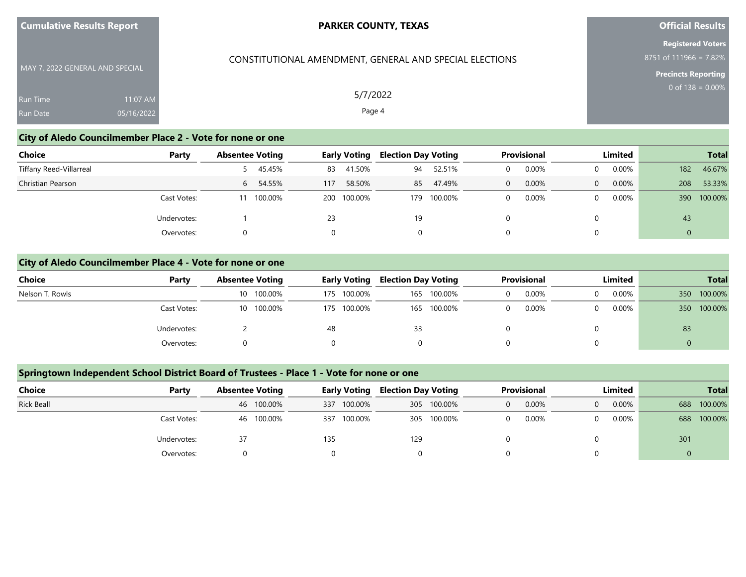## City of Aledo Councilmember Place 2 - Vote for none or one

| Choice | Party | Absentee Voting | | Early Voting | | Election Day Voting | | Provisional | | Limited | | Total | |
|---|---|---|---|---|---|---|---|---|---|---|---|---|---|
| Tiffany Reed-Villarreal | | 5 | 45.45% | 83 | 41.50% | 94 | 52.51% | 0 | 0.00% | 0 | 0.00% | 182 | 46.67% |
| Christian Pearson | | 6 | 54.55% | 117 | 58.50% | 85 | 47.49% | 0 | 0.00% | 0 | 0.00% | 208 | 53.33% |
| | Cast Votes: | 11 | 100.00% | 200 | 100.00% | 179 | 100.00% | 0 | 0.00% | 0 | 0.00% | 390 | 100.00% |
| | Undervotes: | 1 | | 23 | | 19 | | 0 | | 0 | | 43 | |
| | Overvotes: | 0 | | 0 | | 0 | | 0 | | 0 | | 0 | |

## City of Aledo Councilmember Place 4 - Vote for none or one

| Choice | Party | Absentee Voting | | Early Voting | | Election Day Voting | | Provisional | | Limited | | Total | |
|---|---|---|---|---|---|---|---|---|---|---|---|---|---|
| Nelson T. Rowls | | 10 | 100.00% | 175 | 100.00% | 165 | 100.00% | 0 | 0.00% | 0 | 0.00% | 350 | 100.00% |
| | Cast Votes: | 10 | 100.00% | 175 | 100.00% | 165 | 100.00% | 0 | 0.00% | 0 | 0.00% | 350 | 100.00% |
| | Undervotes: | 2 | | 48 | | 33 | | 0 | | 0 | | 83 | |
| | Overvotes: | 0 | | 0 | | 0 | | 0 | | 0 | | 0 | |

## Springtown Independent School District Board of Trustees - Place 1 - Vote for none or one

| Choice | Party | Absentee Voting | | Early Voting | | Election Day Voting | | Provisional | | Limited | | Total | |
|---|---|---|---|---|---|---|---|---|---|---|---|---|---|
| Rick Beall | | 46 | 100.00% | 337 | 100.00% | 305 | 100.00% | 0 | 0.00% | 0 | 0.00% | 688 | 100.00% |
| | Cast Votes: | 46 | 100.00% | 337 | 100.00% | 305 | 100.00% | 0 | 0.00% | 0 | 0.00% | 688 | 100.00% |
| | Undervotes: | 37 | | 135 | | 129 | | 0 | | 0 | | 301 | |
| | Overvotes: | 0 | | 0 | | 0 | | 0 | | 0 | | 0 | |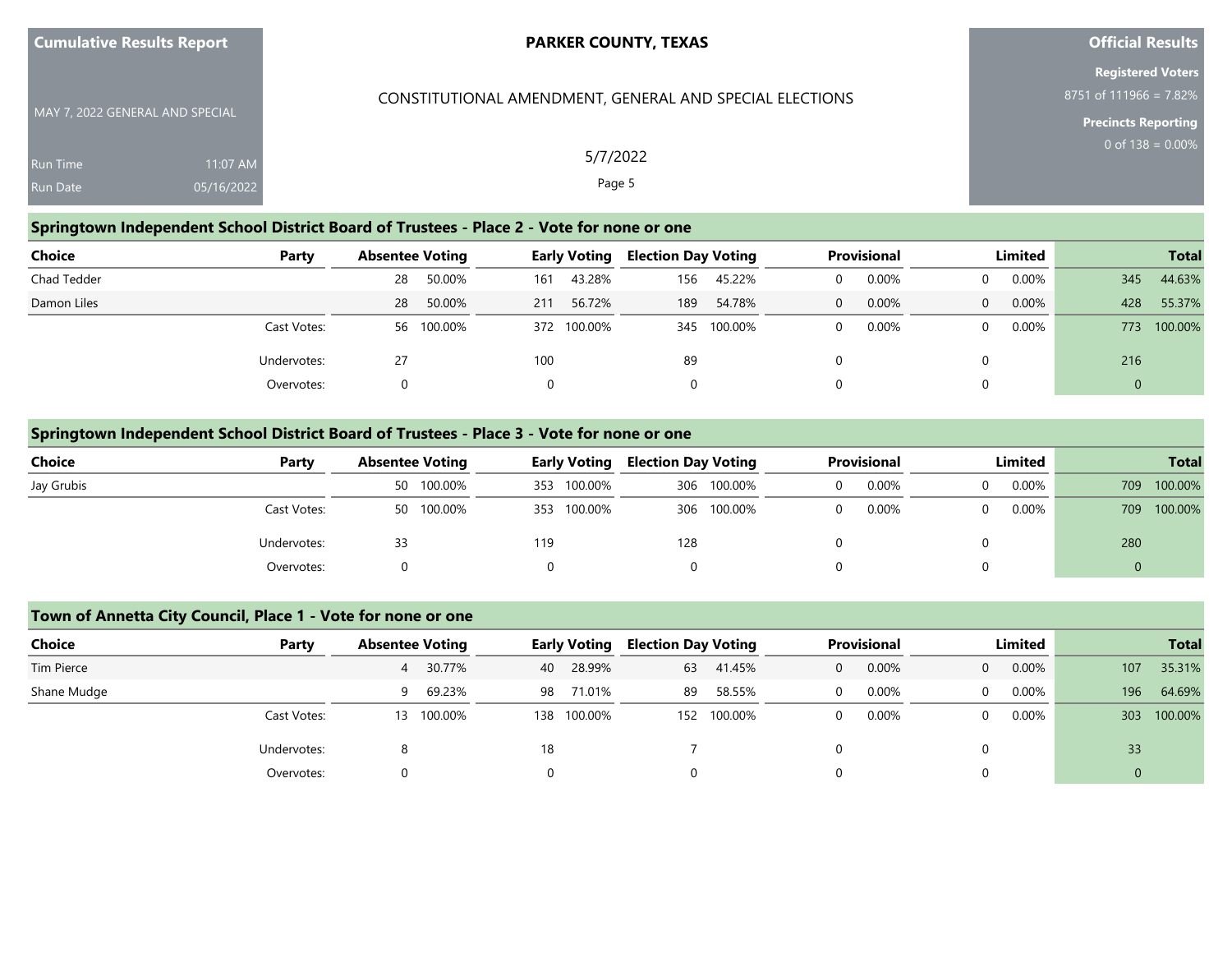## Springtown Independent School District Board of Trustees - Place 2 - Vote for none or one

| Choice | Party | Absentee Voting | | Early Voting | | Election Day Voting | | Provisional | | Limited | | Total | |
|---|---|---|---|---|---|---|---|---|---|---|---|---|---|
| Chad Tedder | | 28 | 50.00% | 161 | 43.28% | 156 | 45.22% | 0 | 0.00% | 0 | 0.00% | 345 | 44.63% |
| Damon Liles | | 28 | 50.00% | 211 | 56.72% | 189 | 54.78% | 0 | 0.00% | 0 | 0.00% | 428 | 55.37% |
| | Cast Votes: | 56 | 100.00% | 372 | 100.00% | 345 | 100.00% | 0 | 0.00% | 0 | 0.00% | 773 | 100.00% |
| | Undervotes: | 27 | | 100 | | 89 | | 0 | | 0 | | 216 | |
| | Overvotes: | 0 | | 0 | | 0 | | 0 | | 0 | | 0 | |

## Springtown Independent School District Board of Trustees - Place 3 - Vote for none or one

| Choice | Party | Absentee Voting | | Early Voting | | Election Day Voting | | Provisional | | Limited | | Total | |
|---|---|---|---|---|---|---|---|---|---|---|---|---|---|
| Jay Grubis | | 50 | 100.00% | 353 | 100.00% | 306 | 100.00% | 0 | 0.00% | 0 | 0.00% | 709 | 100.00% |
| | Cast Votes: | 50 | 100.00% | 353 | 100.00% | 306 | 100.00% | 0 | 0.00% | 0 | 0.00% | 709 | 100.00% |
| | Undervotes: | 33 | | 119 | | 128 | | 0 | | 0 | | 280 | |
| | Overvotes: | 0 | | 0 | | 0 | | 0 | | 0 | | 0 | |

## Town of Annetta City Council, Place 1 - Vote for none or one

| Choice | Party | Absentee Voting | | Early Voting | | Election Day Voting | | Provisional | | Limited | | Total | |
|---|---|---|---|---|---|---|---|---|---|---|---|---|---|
| Tim Pierce | | 4 | 30.77% | 40 | 28.99% | 63 | 41.45% | 0 | 0.00% | 0 | 0.00% | 107 | 35.31% |
| Shane Mudge | | 9 | 69.23% | 98 | 71.01% | 89 | 58.55% | 0 | 0.00% | 0 | 0.00% | 196 | 64.69% |
| | Cast Votes: | 13 | 100.00% | 138 | 100.00% | 152 | 100.00% | 0 | 0.00% | 0 | 0.00% | 303 | 100.00% |
| | Undervotes: | 8 | | 18 | | 7 | | 0 | | 0 | | 33 | |
| | Overvotes: | 0 | | 0 | | 0 | | 0 | | 0 | | 0 | |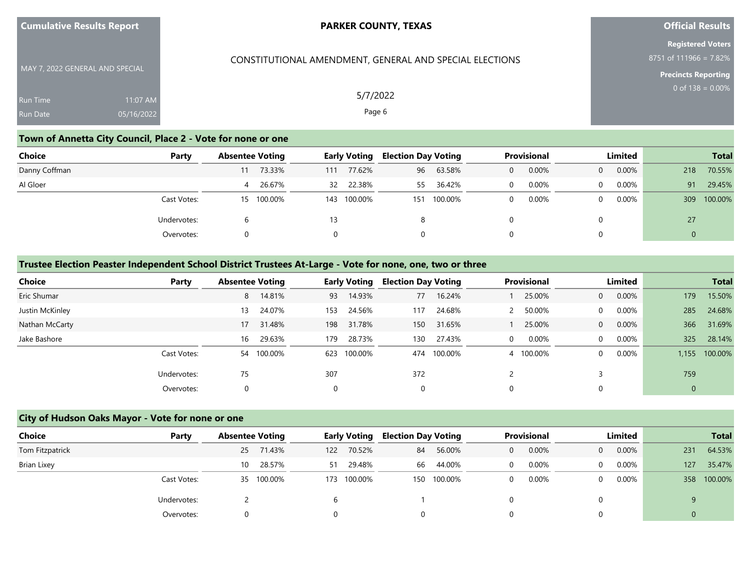## Town of Annetta City Council, Place 2 - Vote for none or one

| Choice | Party | Absentee Voting | | Early Voting | | Election Day Voting | | Provisional | | Limited | | Total | |
|---|---|---|---|---|---|---|---|---|---|---|---|---|---|
| Danny Coffman | | 11 | 73.33% | 111 | 77.62% | 96 | 63.58% | 0 | 0.00% | 0 | 0.00% | 218 | 70.55% |
| Al Gloer | | 4 | 26.67% | 32 | 22.38% | 55 | 36.42% | 0 | 0.00% | 0 | 0.00% | 91 | 29.45% |
| | Cast Votes: | 15 | 100.00% | 143 | 100.00% | 151 | 100.00% | 0 | 0.00% | 0 | 0.00% | 309 | 100.00% |
| | Undervotes: | 6 | | 13 | | 8 | | 0 | | 0 | | 27 | |
| | Overvotes: | 0 | | 0 | | 0 | | 0 | | 0 | | 0 | |

## Trustee Election Peaster Independent School District Trustees At-Large - Vote for none, one, two or three

| Choice | Party | Absentee Voting | | Early Voting | | Election Day Voting | | Provisional | | Limited | | Total | |
|---|---|---|---|---|---|---|---|---|---|---|---|---|---|
| Eric Shumar | | 8 | 14.81% | 93 | 14.93% | 77 | 16.24% | 1 | 25.00% | 0 | 0.00% | 179 | 15.50% |
| Justin McKinley | | 13 | 24.07% | 153 | 24.56% | 117 | 24.68% | 2 | 50.00% | 0 | 0.00% | 285 | 24.68% |
| Nathan McCarty | | 17 | 31.48% | 198 | 31.78% | 150 | 31.65% | 1 | 25.00% | 0 | 0.00% | 366 | 31.69% |
| Jake Bashore | | 16 | 29.63% | 179 | 28.73% | 130 | 27.43% | 0 | 0.00% | 0 | 0.00% | 325 | 28.14% |
| | Cast Votes: | 54 | 100.00% | 623 | 100.00% | 474 | 100.00% | 4 | 100.00% | 0 | 0.00% | 1,155 | 100.00% |
| | Undervotes: | 75 | | 307 | | 372 | | 2 | | 3 | | 759 | |
| | Overvotes: | 0 | | 0 | | 0 | | 0 | | 0 | | 0 | |

## City of Hudson Oaks Mayor - Vote for none or one

| Choice | Party | Absentee Voting | | Early Voting | | Election Day Voting | | Provisional | | Limited | | Total | |
|---|---|---|---|---|---|---|---|---|---|---|---|---|---|
| Tom Fitzpatrick | | 25 | 71.43% | 122 | 70.52% | 84 | 56.00% | 0 | 0.00% | 0 | 0.00% | 231 | 64.53% |
| Brian Lixey | | 10 | 28.57% | 51 | 29.48% | 66 | 44.00% | 0 | 0.00% | 0 | 0.00% | 127 | 35.47% |
| | Cast Votes: | 35 | 100.00% | 173 | 100.00% | 150 | 100.00% | 0 | 0.00% | 0 | 0.00% | 358 | 100.00% |
| | Undervotes: | 2 | | 6 | | 1 | | 0 | | 0 | | 9 | |
| | Overvotes: | 0 | | 0 | | 0 | | 0 | | 0 | | 0 | |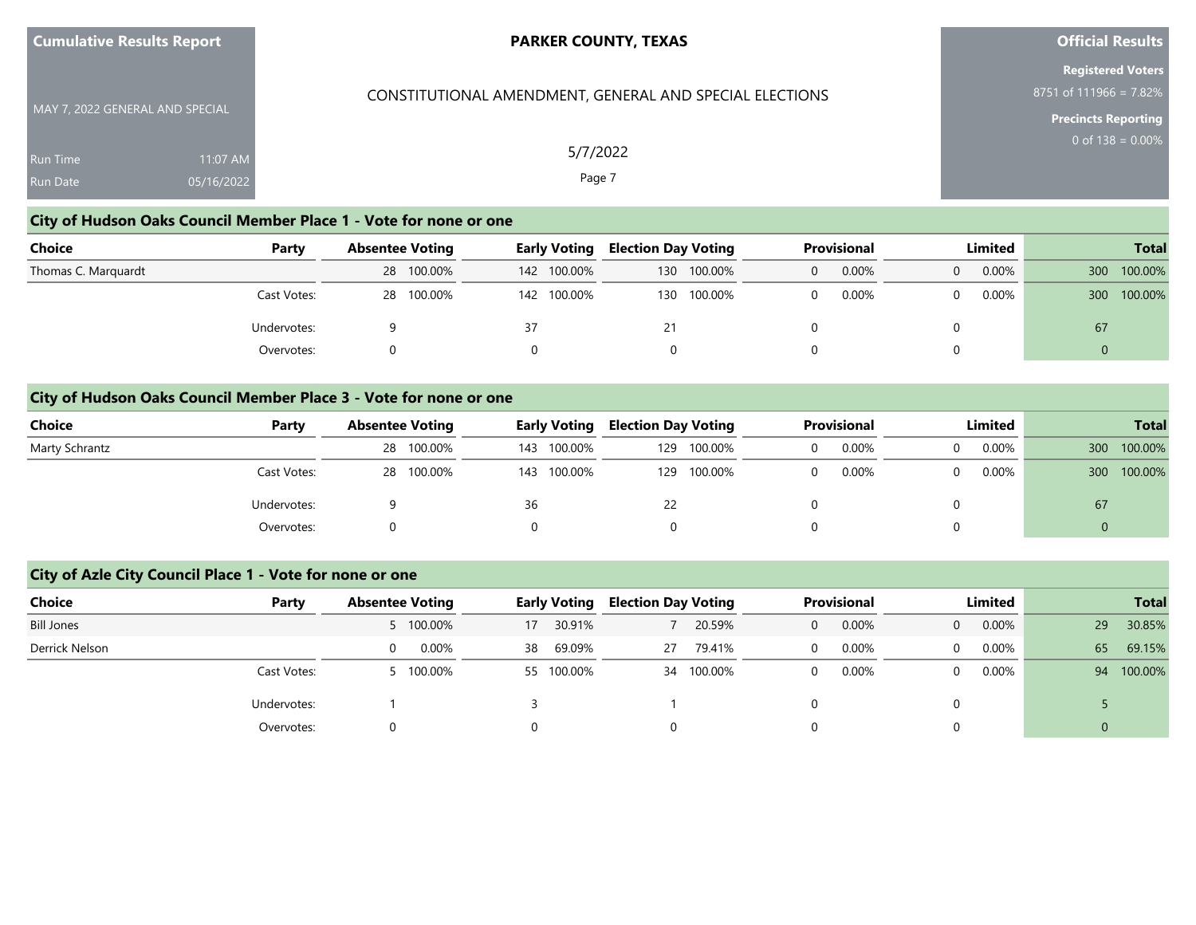## City of Hudson Oaks Council Member Place 1 - Vote for none or one

| Choice | Party | Absentee Voting | | Early Voting | | Election Day Voting | | Provisional | | Limited | | Total | |
|---|---|---|---|---|---|---|---|---|---|---|---|---|---|
| Thomas C. Marquardt | | 28 | 100.00% | 142 | 100.00% | 130 | 100.00% | 0 | 0.00% | 0 | 0.00% | 300 | 100.00% |
| | Cast Votes: | 28 | 100.00% | 142 | 100.00% | 130 | 100.00% | 0 | 0.00% | 0 | 0.00% | 300 | 100.00% |
| | Undervotes: | 9 | | 37 | | 21 | | 0 | | 0 | | 67 | |
| | Overvotes: | 0 | | 0 | | 0 | | 0 | | 0 | | 0 | |

## City of Hudson Oaks Council Member Place 3 - Vote for none or one

| Choice | Party | Absentee Voting | | Early Voting | | Election Day Voting | | Provisional | | Limited | | Total | |
|---|---|---|---|---|---|---|---|---|---|---|---|---|---|
| Marty Schrantz | | 28 | 100.00% | 143 | 100.00% | 129 | 100.00% | 0 | 0.00% | 0 | 0.00% | 300 | 100.00% |
| | Cast Votes: | 28 | 100.00% | 143 | 100.00% | 129 | 100.00% | 0 | 0.00% | 0 | 0.00% | 300 | 100.00% |
| | Undervotes: | 9 | | 36 | | 22 | | 0 | | 0 | | 67 | |
| | Overvotes: | 0 | | 0 | | 0 | | 0 | | 0 | | 0 | |

## City of Azle City Council Place 1 - Vote for none or one

| Choice | Party | Absentee Voting | | Early Voting | | Election Day Voting | | Provisional | | Limited | | Total | |
|---|---|---|---|---|---|---|---|---|---|---|---|---|---|
| Bill Jones | | 5 | 100.00% | 17 | 30.91% | 7 | 20.59% | 0 | 0.00% | 0 | 0.00% | 29 | 30.85% |
| Derrick Nelson | | 0 | 0.00% | 38 | 69.09% | 27 | 79.41% | 0 | 0.00% | 0 | 0.00% | 65 | 69.15% |
| | Cast Votes: | 5 | 100.00% | 55 | 100.00% | 34 | 100.00% | 0 | 0.00% | 0 | 0.00% | 94 | 100.00% |
| | Undervotes: | 1 | | 3 | | 1 | | 0 | | 0 | | 5 | |
| | Overvotes: | 0 | | 0 | | 0 | | 0 | | 0 | | 0 | |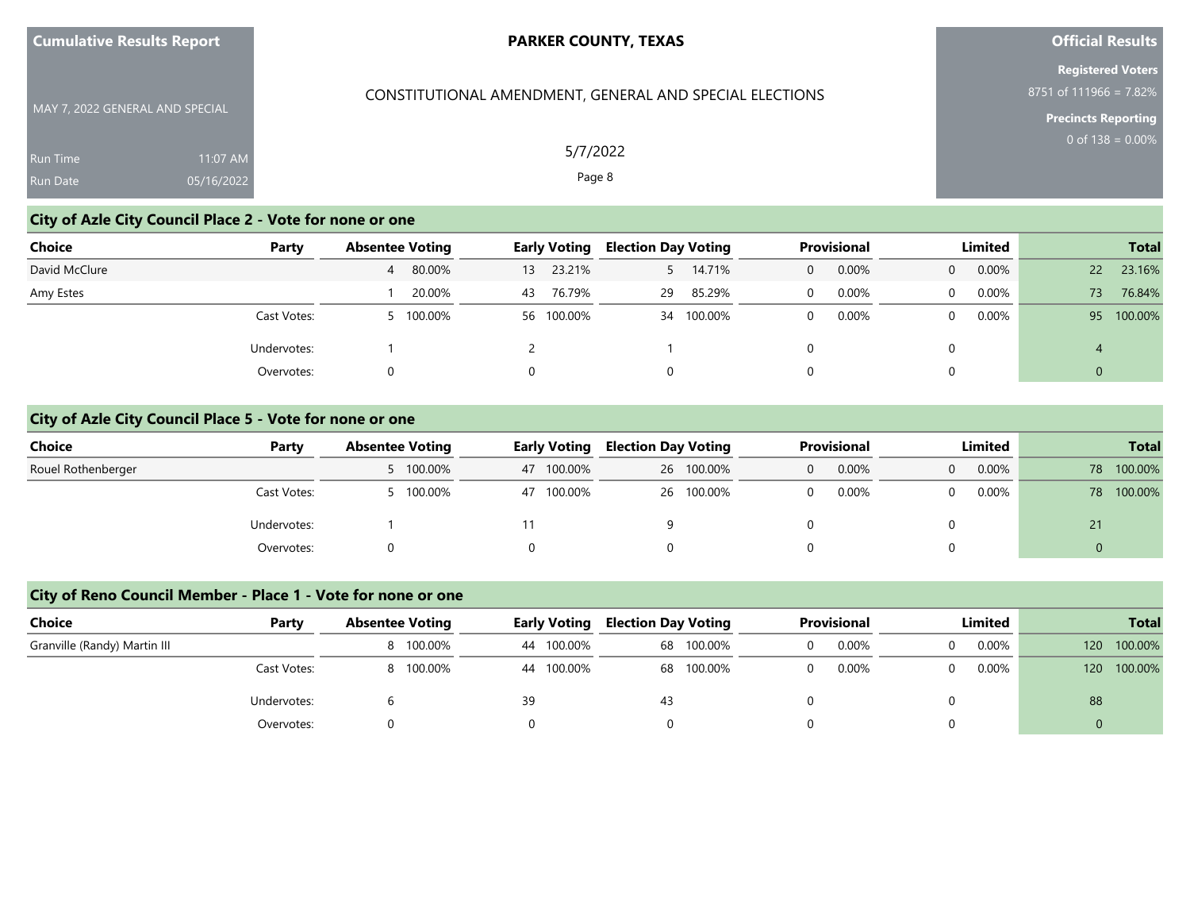# Cumulative Results Report

**PARKER COUNTY, TEXAS**

CONSTITUTIONAL AMENDMENT, GENERAL AND SPECIAL ELECTIONS

MAY 7, 2022 GENERAL AND SPECIAL

5/7/2022

Run Time 11:07 AM
Run Date 05/16/2022

**Official Results**

**Registered Voters**
8751 of 111966 = 7.82%

**Precincts Reporting**
0 of 138 = 0.00%

## City of Azle City Council Place 2 - Vote for none or one

| Choice | Party | Absentee Voting | | Early Voting | | Election Day Voting | | Provisional | | Limited | | Total | |
|---|---|---|---|---|---|---|---|---|---|---|---|---|---|
| David McClure | | 4 | 80.00% | 13 | 23.21% | 5 | 14.71% | 0 | 0.00% | 0 | 0.00% | 22 | 23.16% |
| Amy Estes | | 1 | 20.00% | 43 | 76.79% | 29 | 85.29% | 0 | 0.00% | 0 | 0.00% | 73 | 76.84% |
| | Cast Votes: | 5 | 100.00% | 56 | 100.00% | 34 | 100.00% | 0 | 0.00% | 0 | 0.00% | 95 | 100.00% |
| | Undervotes: | 1 | | 2 | | 1 | | 0 | | 0 | | 4 | |
| | Overvotes: | 0 | | 0 | | 0 | | 0 | | 0 | | 0 | |

## City of Azle City Council Place 5 - Vote for none or one

| Choice | Party | Absentee Voting | | Early Voting | | Election Day Voting | | Provisional | | Limited | | Total | |
|---|---|---|---|---|---|---|---|---|---|---|---|---|---|
| Rouel Rothenberger | | 5 | 100.00% | 47 | 100.00% | 26 | 100.00% | 0 | 0.00% | 0 | 0.00% | 78 | 100.00% |
| | Cast Votes: | 5 | 100.00% | 47 | 100.00% | 26 | 100.00% | 0 | 0.00% | 0 | 0.00% | 78 | 100.00% |
| | Undervotes: | 1 | | 11 | | 9 | | 0 | | 0 | | 21 | |
| | Overvotes: | 0 | | 0 | | 0 | | 0 | | 0 | | 0 | |

## City of Reno Council Member - Place 1 - Vote for none or one

| Choice | Party | Absentee Voting | | Early Voting | | Election Day Voting | | Provisional | | Limited | | Total | |
|---|---|---|---|---|---|---|---|---|---|---|---|---|---|
| Granville (Randy) Martin III | | 8 | 100.00% | 44 | 100.00% | 68 | 100.00% | 0 | 0.00% | 0 | 0.00% | 120 | 100.00% |
| | Cast Votes: | 8 | 100.00% | 44 | 100.00% | 68 | 100.00% | 0 | 0.00% | 0 | 0.00% | 120 | 100.00% |
| | Undervotes: | 6 | | 39 | | 43 | | 0 | | 0 | | 88 | |
| | Overvotes: | 0 | | 0 | | 0 | | 0 | | 0 | | 0 | |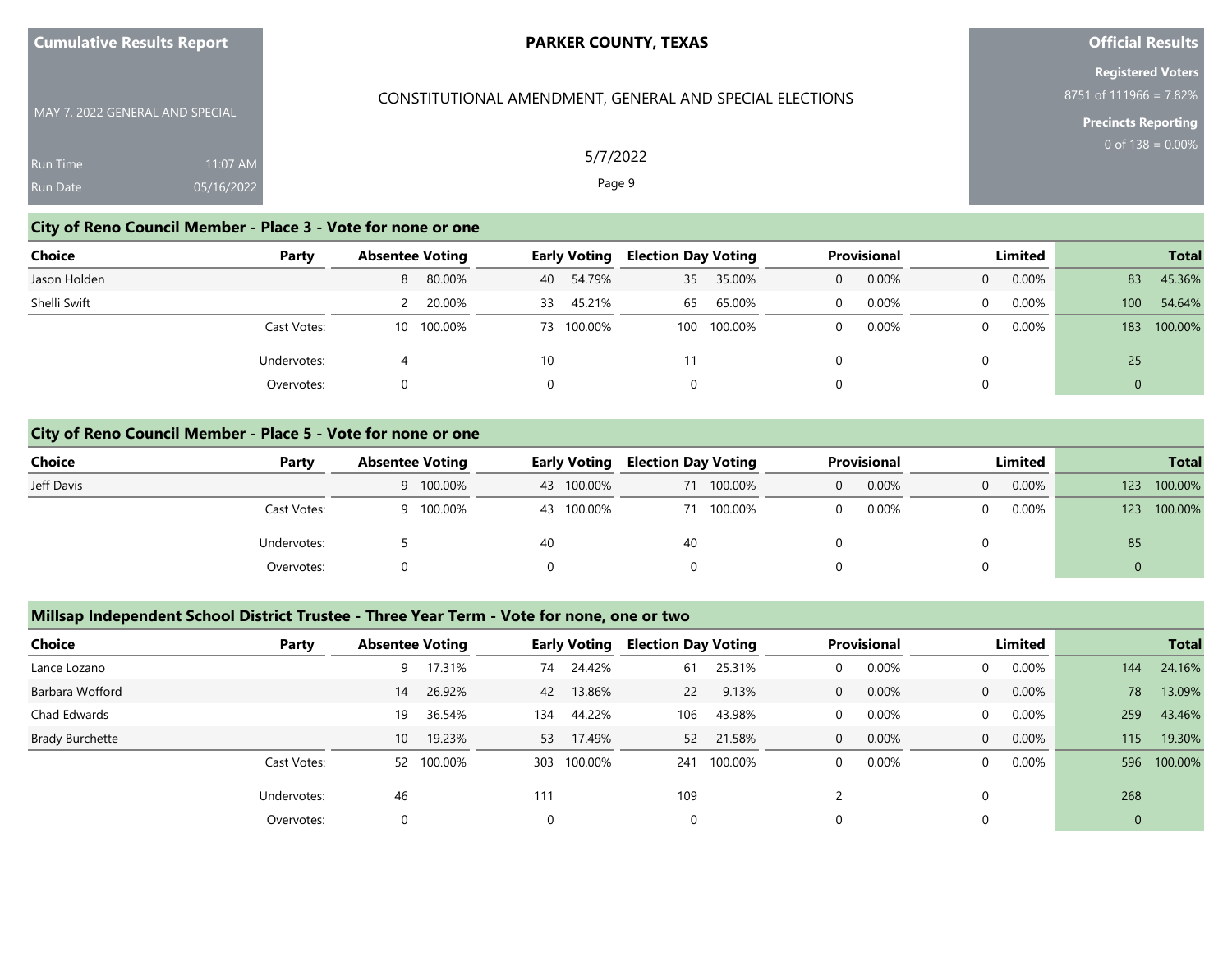Cumulative Results Report

MAY 7, 2022 GENERAL AND SPECIAL

Run Time 11:07 AM

Run Date 05/16/2022

**PARKER COUNTY, TEXAS**

CONSTITUTIONAL AMENDMENT, GENERAL AND SPECIAL ELECTIONS

5/7/2022

**Official Results**

**Registered Voters**
8751 of 111966 = 7.82%

**Precincts Reporting**
0 of 138 = 0.00%

## City of Reno Council Member - Place 3 - Vote for none or one

| Choice | Party | Absentee Voting | | Early Voting | | Election Day Voting | | Provisional | | Limited | | Total | |
|---|---|---|---|---|---|---|---|---|---|---|---|---|---|
| Jason Holden | | 8 | 80.00% | 40 | 54.79% | 35 | 35.00% | 0 | 0.00% | 0 | 0.00% | 83 | 45.36% |
| Shelli Swift | | 2 | 20.00% | 33 | 45.21% | 65 | 65.00% | 0 | 0.00% | 0 | 0.00% | 100 | 54.64% |
| | Cast Votes: | 10 | 100.00% | 73 | 100.00% | 100 | 100.00% | 0 | 0.00% | 0 | 0.00% | 183 | 100.00% |
| | Undervotes: | 4 | | 10 | | 11 | | 0 | | 0 | | 25 | |
| | Overvotes: | 0 | | 0 | | 0 | | 0 | | 0 | | 0 | |

## City of Reno Council Member - Place 5 - Vote for none or one

| Choice | Party | Absentee Voting | | Early Voting | | Election Day Voting | | Provisional | | Limited | | Total | |
|---|---|---|---|---|---|---|---|---|---|---|---|---|---|
| Jeff Davis | | 9 | 100.00% | 43 | 100.00% | 71 | 100.00% | 0 | 0.00% | 0 | 0.00% | 123 | 100.00% |
| | Cast Votes: | 9 | 100.00% | 43 | 100.00% | 71 | 100.00% | 0 | 0.00% | 0 | 0.00% | 123 | 100.00% |
| | Undervotes: | 5 | | 40 | | 40 | | 0 | | 0 | | 85 | |
| | Overvotes: | 0 | | 0 | | 0 | | 0 | | 0 | | 0 | |

## Millsap Independent School District Trustee - Three Year Term - Vote for none, one or two

| Choice | Party | Absentee Voting | | Early Voting | | Election Day Voting | | Provisional | | Limited | | Total | |
|---|---|---|---|---|---|---|---|---|---|---|---|---|---|
| Lance Lozano | | 9 | 17.31% | 74 | 24.42% | 61 | 25.31% | 0 | 0.00% | 0 | 0.00% | 144 | 24.16% |
| Barbara Wofford | | 14 | 26.92% | 42 | 13.86% | 22 | 9.13% | 0 | 0.00% | 0 | 0.00% | 78 | 13.09% |
| Chad Edwards | | 19 | 36.54% | 134 | 44.22% | 106 | 43.98% | 0 | 0.00% | 0 | 0.00% | 259 | 43.46% |
| Brady Burchette | | 10 | 19.23% | 53 | 17.49% | 52 | 21.58% | 0 | 0.00% | 0 | 0.00% | 115 | 19.30% |
| | Cast Votes: | 52 | 100.00% | 303 | 100.00% | 241 | 100.00% | 0 | 0.00% | 0 | 0.00% | 596 | 100.00% |
| | Undervotes: | 46 | | 111 | | 109 | | 2 | | 0 | | 268 | |
| | Overvotes: | 0 | | 0 | | 0 | | 0 | | 0 | | 0 | |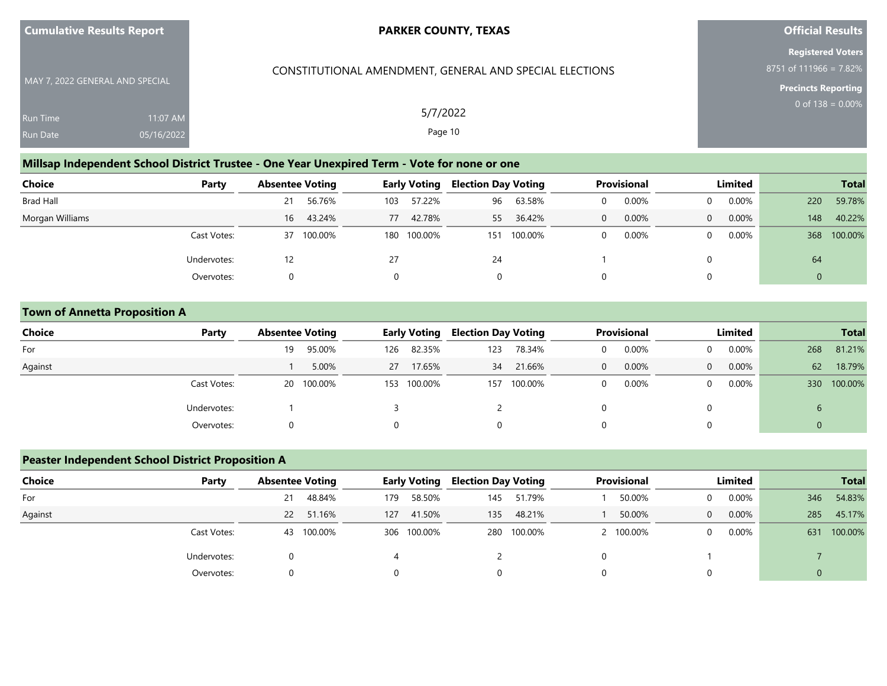**Cumulative Results Report**

MAY 7, 2022 GENERAL AND SPECIAL

Run Time 11:07 AM
Run Date 05/16/2022

**PARKER COUNTY, TEXAS**

CONSTITUTIONAL AMENDMENT, GENERAL AND SPECIAL ELECTIONS

5/7/2022

**Official Results**

**Registered Voters**
8751 of 111966 = 7.82%

**Precincts Reporting**
0 of 138 = 0.00%

## Millsap Independent School District Trustee - One Year Unexpired Term - Vote for none or one

| Choice | Party | Absentee Voting | | Early Voting | | Election Day Voting | | Provisional | | Limited | | Total | |
|---|---|---|---|---|---|---|---|---|---|---|---|---|---|
| Brad Hall | | 21 | 56.76% | 103 | 57.22% | 96 | 63.58% | 0 | 0.00% | 0 | 0.00% | 220 | 59.78% |
| Morgan Williams | | 16 | 43.24% | 77 | 42.78% | 55 | 36.42% | 0 | 0.00% | 0 | 0.00% | 148 | 40.22% |
| | Cast Votes: | 37 | 100.00% | 180 | 100.00% | 151 | 100.00% | 0 | 0.00% | 0 | 0.00% | 368 | 100.00% |
| | Undervotes: | 12 | | 27 | | 24 | | 1 | | 0 | | 64 | |
| | Overvotes: | 0 | | 0 | | 0 | | 0 | | 0 | | 0 | |

## Town of Annetta Proposition A

| Choice | Party | Absentee Voting | | Early Voting | | Election Day Voting | | Provisional | | Limited | | Total | |
|---|---|---|---|---|---|---|---|---|---|---|---|---|---|
| For | | 19 | 95.00% | 126 | 82.35% | 123 | 78.34% | 0 | 0.00% | 0 | 0.00% | 268 | 81.21% |
| Against | | 1 | 5.00% | 27 | 17.65% | 34 | 21.66% | 0 | 0.00% | 0 | 0.00% | 62 | 18.79% |
| | Cast Votes: | 20 | 100.00% | 153 | 100.00% | 157 | 100.00% | 0 | 0.00% | 0 | 0.00% | 330 | 100.00% |
| | Undervotes: | 1 | | 3 | | 2 | | 0 | | 0 | | 6 | |
| | Overvotes: | 0 | | 0 | | 0 | | 0 | | 0 | | 0 | |

## Peaster Independent School District Proposition A

| Choice | Party | Absentee Voting | | Early Voting | | Election Day Voting | | Provisional | | Limited | | Total | |
|---|---|---|---|---|---|---|---|---|---|---|---|---|---|
| For | | 21 | 48.84% | 179 | 58.50% | 145 | 51.79% | 1 | 50.00% | 0 | 0.00% | 346 | 54.83% |
| Against | | 22 | 51.16% | 127 | 41.50% | 135 | 48.21% | 1 | 50.00% | 0 | 0.00% | 285 | 45.17% |
| | Cast Votes: | 43 | 100.00% | 306 | 100.00% | 280 | 100.00% | 2 | 100.00% | 0 | 0.00% | 631 | 100.00% |
| | Undervotes: | 0 | | 4 | | 2 | | 0 | | 1 | | 7 | |
| | Overvotes: | 0 | | 0 | | 0 | | 0 | | 0 | | 0 | |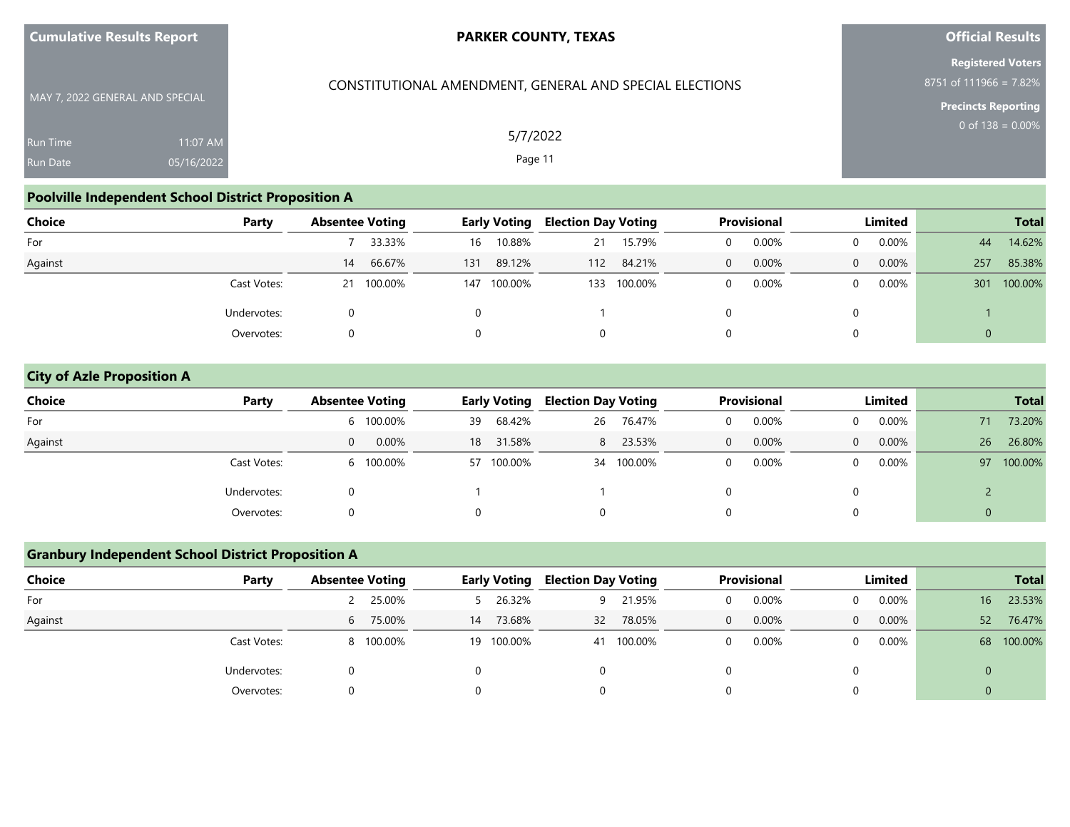**Cumulative Results Report**

MAY 7, 2022 GENERAL AND SPECIAL

Run Time 11:07 AM
Run Date 05/16/2022

**PARKER COUNTY, TEXAS**

CONSTITUTIONAL AMENDMENT, GENERAL AND SPECIAL ELECTIONS

5/7/2022

**Official Results**

**Registered Voters**
8751 of 111966 = 7.82%

**Precincts Reporting**
0 of 138 = 0.00%

## Poolville Independent School District Proposition A

| Choice | Party | Absentee Voting | | Early Voting | | Election Day Voting | | Provisional | | Limited | | Total | |
|---|---|---|---|---|---|---|---|---|---|---|---|---|---|
| For | | 7 | 33.33% | 16 | 10.88% | 21 | 15.79% | 0 | 0.00% | 0 | 0.00% | 44 | 14.62% |
| Against | | 14 | 66.67% | 131 | 89.12% | 112 | 84.21% | 0 | 0.00% | 0 | 0.00% | 257 | 85.38% |
| | Cast Votes: | 21 | 100.00% | 147 | 100.00% | 133 | 100.00% | 0 | 0.00% | 0 | 0.00% | 301 | 100.00% |
| | Undervotes: | 0 | | 0 | | 1 | | 0 | | 0 | | 1 | |
| | Overvotes: | 0 | | 0 | | 0 | | 0 | | 0 | | 0 | |

## City of Azle Proposition A

| Choice | Party | Absentee Voting | | Early Voting | | Election Day Voting | | Provisional | | Limited | | Total | |
|---|---|---|---|---|---|---|---|---|---|---|---|---|---|
| For | | 6 | 100.00% | 39 | 68.42% | 26 | 76.47% | 0 | 0.00% | 0 | 0.00% | 71 | 73.20% |
| Against | | 0 | 0.00% | 18 | 31.58% | 8 | 23.53% | 0 | 0.00% | 0 | 0.00% | 26 | 26.80% |
| | Cast Votes: | 6 | 100.00% | 57 | 100.00% | 34 | 100.00% | 0 | 0.00% | 0 | 0.00% | 97 | 100.00% |
| | Undervotes: | 0 | | 1 | | 1 | | 0 | | 0 | | 2 | |
| | Overvotes: | 0 | | 0 | | 0 | | 0 | | 0 | | 0 | |

## Granbury Independent School District Proposition A

| Choice | Party | Absentee Voting | | Early Voting | | Election Day Voting | | Provisional | | Limited | | Total | |
|---|---|---|---|---|---|---|---|---|---|---|---|---|---|
| For | | 2 | 25.00% | 5 | 26.32% | 9 | 21.95% | 0 | 0.00% | 0 | 0.00% | 16 | 23.53% |
| Against | | 6 | 75.00% | 14 | 73.68% | 32 | 78.05% | 0 | 0.00% | 0 | 0.00% | 52 | 76.47% |
| | Cast Votes: | 8 | 100.00% | 19 | 100.00% | 41 | 100.00% | 0 | 0.00% | 0 | 0.00% | 68 | 100.00% |
| | Undervotes: | 0 | | 0 | | 0 | | 0 | | 0 | | 0 | |
| | Overvotes: | 0 | | 0 | | 0 | | 0 | | 0 | | 0 | |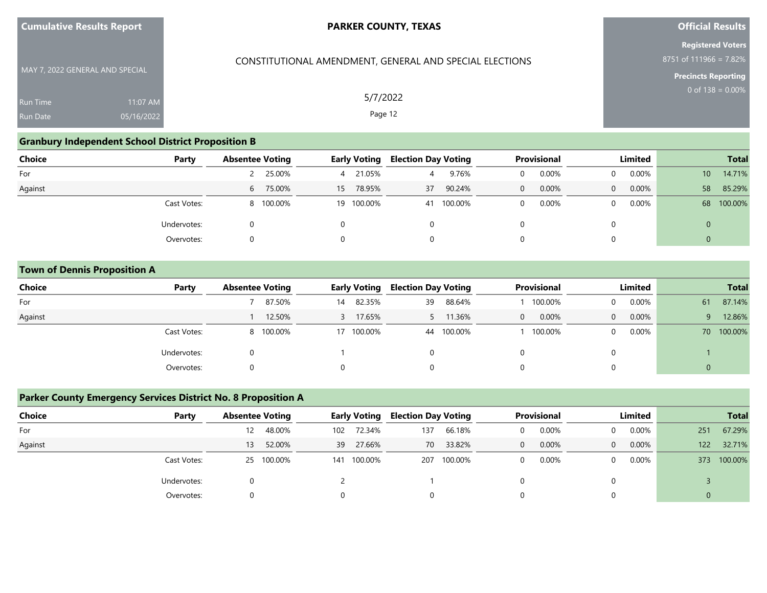## Granbury Independent School District Proposition B

| Choice | Party | Absentee Voting | | Early Voting | | Election Day Voting | | Provisional | | Limited | | Total | |
|---|---|---|---|---|---|---|---|---|---|---|---|---|---|
| For | | 2 | 25.00% | 4 | 21.05% | 4 | 9.76% | 0 | 0.00% | 0 | 0.00% | 10 | 14.71% |
| Against | | 6 | 75.00% | 15 | 78.95% | 37 | 90.24% | 0 | 0.00% | 0 | 0.00% | 58 | 85.29% |
| | Cast Votes: | 8 | 100.00% | 19 | 100.00% | 41 | 100.00% | 0 | 0.00% | 0 | 0.00% | 68 | 100.00% |
| | Undervotes: | 0 | | 0 | | 0 | | 0 | | 0 | | 0 | |
| | Overvotes: | 0 | | 0 | | 0 | | 0 | | 0 | | 0 | |

## Town of Dennis Proposition A

| Choice | Party | Absentee Voting | | Early Voting | | Election Day Voting | | Provisional | | Limited | | Total | |
|---|---|---|---|---|---|---|---|---|---|---|---|---|---|
| For | | 7 | 87.50% | 14 | 82.35% | 39 | 88.64% | 1 | 100.00% | 0 | 0.00% | 61 | 87.14% |
| Against | | 1 | 12.50% | 3 | 17.65% | 5 | 11.36% | 0 | 0.00% | 0 | 0.00% | 9 | 12.86% |
| | Cast Votes: | 8 | 100.00% | 17 | 100.00% | 44 | 100.00% | 1 | 100.00% | 0 | 0.00% | 70 | 100.00% |
| | Undervotes: | 0 | | 1 | | 0 | | 0 | | 0 | | 1 | |
| | Overvotes: | 0 | | 0 | | 0 | | 0 | | 0 | | 0 | |

## Parker County Emergency Services District No. 8 Proposition A

| Choice | Party | Absentee Voting | | Early Voting | | Election Day Voting | | Provisional | | Limited | | Total | |
|---|---|---|---|---|---|---|---|---|---|---|---|---|---|
| For | | 12 | 48.00% | 102 | 72.34% | 137 | 66.18% | 0 | 0.00% | 0 | 0.00% | 251 | 67.29% |
| Against | | 13 | 52.00% | 39 | 27.66% | 70 | 33.82% | 0 | 0.00% | 0 | 0.00% | 122 | 32.71% |
| | Cast Votes: | 25 | 100.00% | 141 | 100.00% | 207 | 100.00% | 0 | 0.00% | 0 | 0.00% | 373 | 100.00% |
| | Undervotes: | 0 | | 2 | | 1 | | 0 | | 0 | | 3 | |
| | Overvotes: | 0 | | 0 | | 0 | | 0 | | 0 | | 0 | |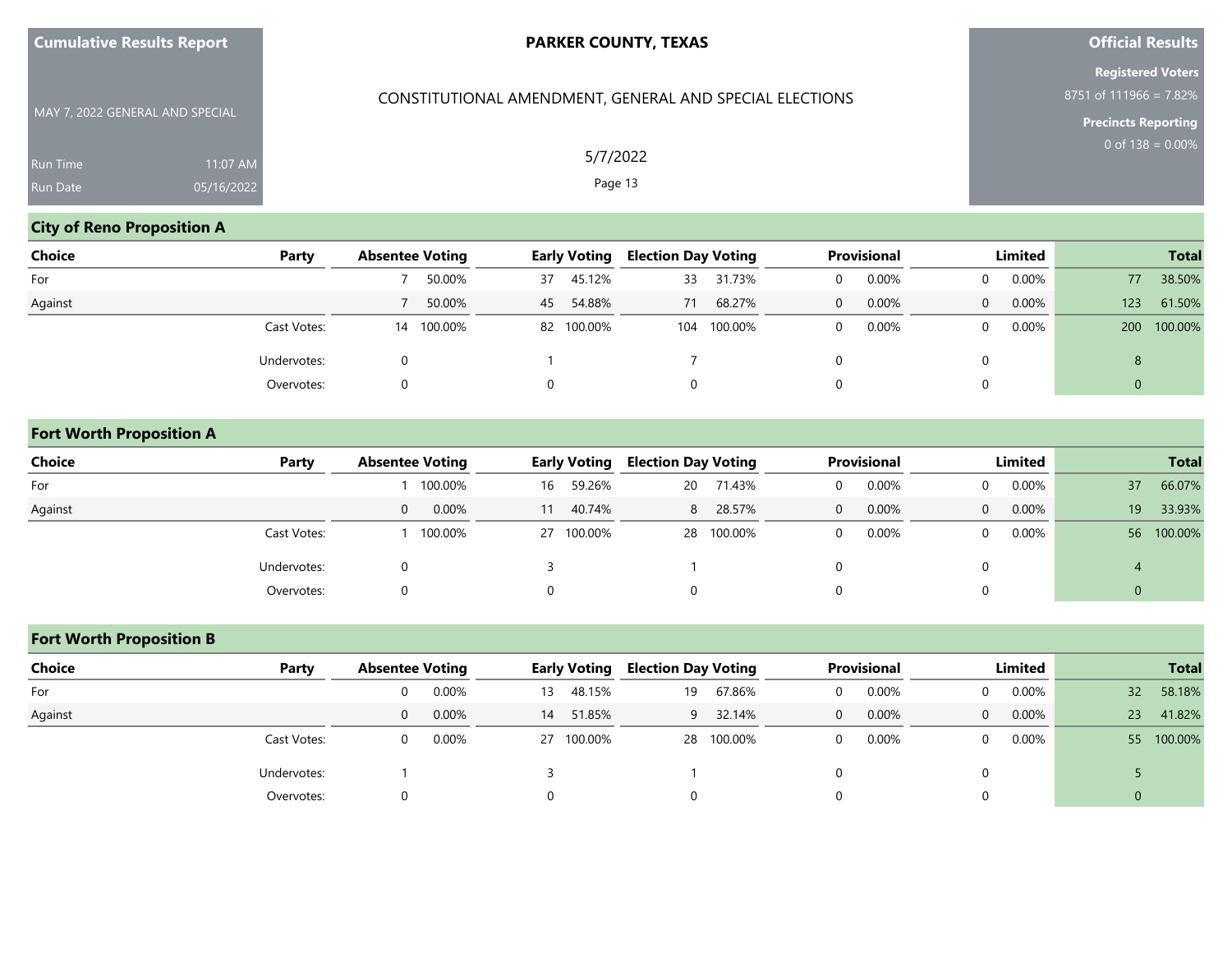Cumulative Results Report

MAY 7, 2022 GENERAL AND SPECIAL

Run Time 11:07 AM
Run Date 05/16/2022

# PARKER COUNTY, TEXAS

CONSTITUTIONAL AMENDMENT, GENERAL AND SPECIAL ELECTIONS

5/7/2022

**Official Results**

**Registered Voters**
8751 of 111966 = 7.82%

**Precincts Reporting**
0 of 138 = 0.00%

## City of Reno Proposition A

| Choice | Party | Absentee Voting | | Early Voting | | Election Day Voting | | Provisional | | Limited | | Total | |
|---|---|---|---|---|---|---|---|---|---|---|---|---|---|
| For | | 7 | 50.00% | 37 | 45.12% | 33 | 31.73% | 0 | 0.00% | 0 | 0.00% | 77 | 38.50% |
| Against | | 7 | 50.00% | 45 | 54.88% | 71 | 68.27% | 0 | 0.00% | 0 | 0.00% | 123 | 61.50% |
| | Cast Votes: | 14 | 100.00% | 82 | 100.00% | 104 | 100.00% | 0 | 0.00% | 0 | 0.00% | 200 | 100.00% |
| | Undervotes: | 0 | | 1 | | 7 | | 0 | | 0 | | 8 | |
| | Overvotes: | 0 | | 0 | | 0 | | 0 | | 0 | | 0 | |

## Fort Worth Proposition A

| Choice | Party | Absentee Voting | | Early Voting | | Election Day Voting | | Provisional | | Limited | | Total | |
|---|---|---|---|---|---|---|---|---|---|---|---|---|---|
| For | | 1 | 100.00% | 16 | 59.26% | 20 | 71.43% | 0 | 0.00% | 0 | 0.00% | 37 | 66.07% |
| Against | | 0 | 0.00% | 11 | 40.74% | 8 | 28.57% | 0 | 0.00% | 0 | 0.00% | 19 | 33.93% |
| | Cast Votes: | 1 | 100.00% | 27 | 100.00% | 28 | 100.00% | 0 | 0.00% | 0 | 0.00% | 56 | 100.00% |
| | Undervotes: | 0 | | 3 | | 1 | | 0 | | 0 | | 4 | |
| | Overvotes: | 0 | | 0 | | 0 | | 0 | | 0 | | 0 | |

## Fort Worth Proposition B

| Choice | Party | Absentee Voting | | Early Voting | | Election Day Voting | | Provisional | | Limited | | Total | |
|---|---|---|---|---|---|---|---|---|---|---|---|---|---|
| For | | 0 | 0.00% | 13 | 48.15% | 19 | 67.86% | 0 | 0.00% | 0 | 0.00% | 32 | 58.18% |
| Against | | 0 | 0.00% | 14 | 51.85% | 9 | 32.14% | 0 | 0.00% | 0 | 0.00% | 23 | 41.82% |
| | Cast Votes: | 0 | 0.00% | 27 | 100.00% | 28 | 100.00% | 0 | 0.00% | 0 | 0.00% | 55 | 100.00% |
| | Undervotes: | 1 | | 3 | | 1 | | 0 | | 0 | | 5 | |
| | Overvotes: | 0 | | 0 | | 0 | | 0 | | 0 | | 0 | |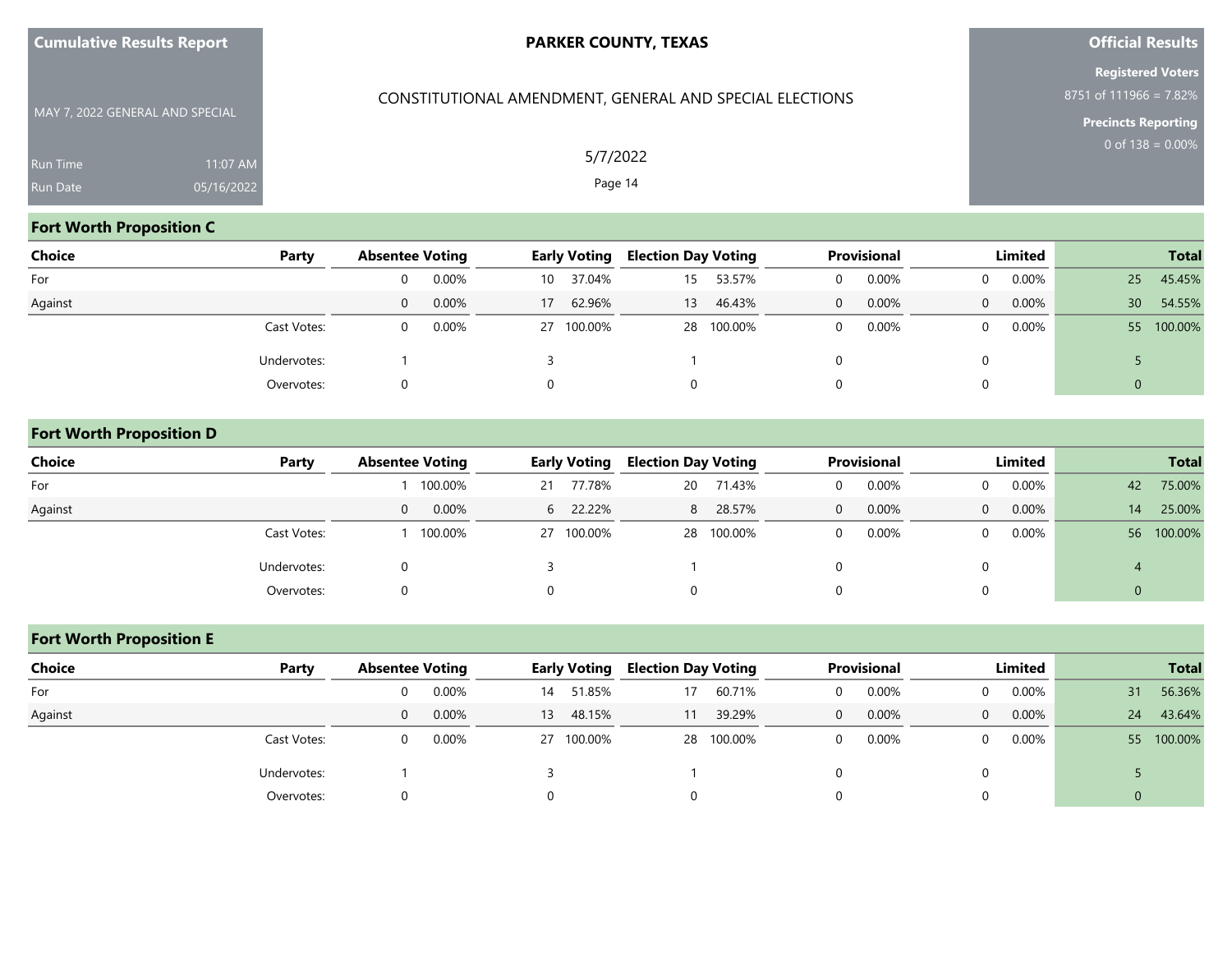**Cumulative Results Report**

MAY 7, 2022 GENERAL AND SPECIAL

Run Time 11:07 AM
Run Date 05/16/2022

**PARKER COUNTY, TEXAS**

CONSTITUTIONAL AMENDMENT, GENERAL AND SPECIAL ELECTIONS

5/7/2022

**Official Results**

**Registered Voters**
8751 of 111966 = 7.82%

**Precincts Reporting**
0 of 138 = 0.00%

## Fort Worth Proposition C

| Choice | Party | Absentee Voting | | Early Voting | | Election Day Voting | | Provisional | | Limited | | Total | |
|---|---|---|---|---|---|---|---|---|---|---|---|---|---|
| For | | 0 | 0.00% | 10 | 37.04% | 15 | 53.57% | 0 | 0.00% | 0 | 0.00% | 25 | 45.45% |
| Against | | 0 | 0.00% | 17 | 62.96% | 13 | 46.43% | 0 | 0.00% | 0 | 0.00% | 30 | 54.55% |
| | Cast Votes: | 0 | 0.00% | 27 | 100.00% | 28 | 100.00% | 0 | 0.00% | 0 | 0.00% | 55 | 100.00% |
| | Undervotes: | 1 | | 3 | | 1 | | 0 | | 0 | | 5 | |
| | Overvotes: | 0 | | 0 | | 0 | | 0 | | 0 | | 0 | |

## Fort Worth Proposition D

| Choice | Party | Absentee Voting | | Early Voting | | Election Day Voting | | Provisional | | Limited | | Total | |
|---|---|---|---|---|---|---|---|---|---|---|---|---|---|
| For | | 1 | 100.00% | 21 | 77.78% | 20 | 71.43% | 0 | 0.00% | 0 | 0.00% | 42 | 75.00% |
| Against | | 0 | 0.00% | 6 | 22.22% | 8 | 28.57% | 0 | 0.00% | 0 | 0.00% | 14 | 25.00% |
| | Cast Votes: | 1 | 100.00% | 27 | 100.00% | 28 | 100.00% | 0 | 0.00% | 0 | 0.00% | 56 | 100.00% |
| | Undervotes: | 0 | | 3 | | 1 | | 0 | | 0 | | 4 | |
| | Overvotes: | 0 | | 0 | | 0 | | 0 | | 0 | | 0 | |

## Fort Worth Proposition E

| Choice | Party | Absentee Voting | | Early Voting | | Election Day Voting | | Provisional | | Limited | | Total | |
|---|---|---|---|---|---|---|---|---|---|---|---|---|---|
| For | | 0 | 0.00% | 14 | 51.85% | 17 | 60.71% | 0 | 0.00% | 0 | 0.00% | 31 | 56.36% |
| Against | | 0 | 0.00% | 13 | 48.15% | 11 | 39.29% | 0 | 0.00% | 0 | 0.00% | 24 | 43.64% |
| | Cast Votes: | 0 | 0.00% | 27 | 100.00% | 28 | 100.00% | 0 | 0.00% | 0 | 0.00% | 55 | 100.00% |
| | Undervotes: | 1 | | 3 | | 1 | | 0 | | 0 | | 5 | |
| | Overvotes: | 0 | | 0 | | 0 | | 0 | | 0 | | 0 | |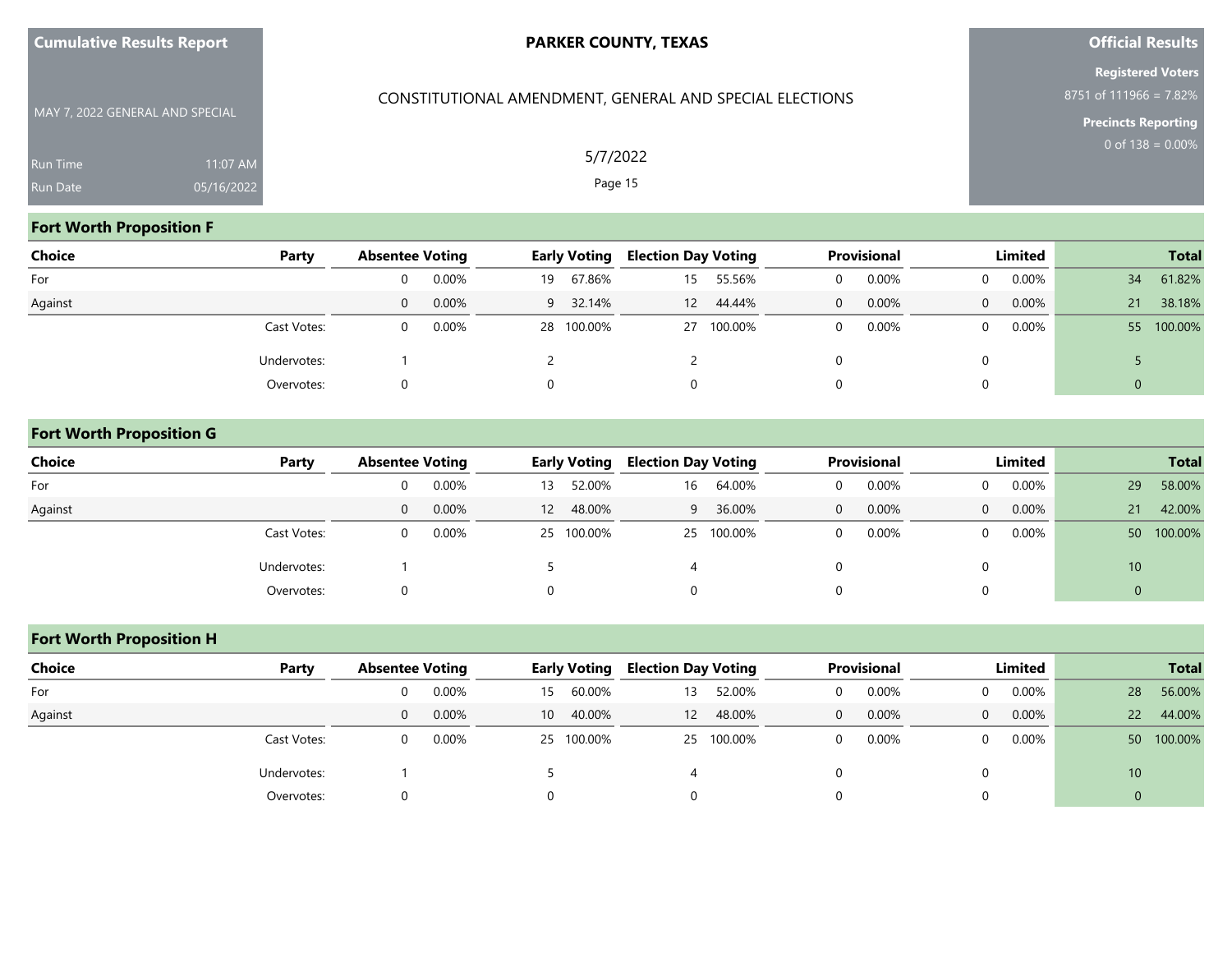**Cumulative Results Report**

MAY 7, 2022 GENERAL AND SPECIAL

Run Time 11:07 AM
Run Date 05/16/2022

**PARKER COUNTY, TEXAS**

CONSTITUTIONAL AMENDMENT, GENERAL AND SPECIAL ELECTIONS

5/7/2022

**Official Results**

**Registered Voters**
8751 of 111966 = 7.82%

**Precincts Reporting**
0 of 138 = 0.00%

## Fort Worth Proposition F

| Choice | Party | Absentee Voting | | Early Voting | | Election Day Voting | | Provisional | | Limited | | Total | |
|---|---|---|---|---|---|---|---|---|---|---|---|---|---|
| For | | 0 | 0.00% | 19 | 67.86% | 15 | 55.56% | 0 | 0.00% | 0 | 0.00% | 34 | 61.82% |
| Against | | 0 | 0.00% | 9 | 32.14% | 12 | 44.44% | 0 | 0.00% | 0 | 0.00% | 21 | 38.18% |
| | Cast Votes: | 0 | 0.00% | 28 | 100.00% | 27 | 100.00% | 0 | 0.00% | 0 | 0.00% | 55 | 100.00% |
| | Undervotes: | 1 | | 2 | | 2 | | 0 | | 0 | | 5 | |
| | Overvotes: | 0 | | 0 | | 0 | | 0 | | 0 | | 0 | |

## Fort Worth Proposition G

| Choice | Party | Absentee Voting | | Early Voting | | Election Day Voting | | Provisional | | Limited | | Total | |
|---|---|---|---|---|---|---|---|---|---|---|---|---|---|
| For | | 0 | 0.00% | 13 | 52.00% | 16 | 64.00% | 0 | 0.00% | 0 | 0.00% | 29 | 58.00% |
| Against | | 0 | 0.00% | 12 | 48.00% | 9 | 36.00% | 0 | 0.00% | 0 | 0.00% | 21 | 42.00% |
| | Cast Votes: | 0 | 0.00% | 25 | 100.00% | 25 | 100.00% | 0 | 0.00% | 0 | 0.00% | 50 | 100.00% |
| | Undervotes: | 1 | | 5 | | 4 | | 0 | | 0 | | 10 | |
| | Overvotes: | 0 | | 0 | | 0 | | 0 | | 0 | | 0 | |

## Fort Worth Proposition H

| Choice | Party | Absentee Voting | | Early Voting | | Election Day Voting | | Provisional | | Limited | | Total | |
|---|---|---|---|---|---|---|---|---|---|---|---|---|---|
| For | | 0 | 0.00% | 15 | 60.00% | 13 | 52.00% | 0 | 0.00% | 0 | 0.00% | 28 | 56.00% |
| Against | | 0 | 0.00% | 10 | 40.00% | 12 | 48.00% | 0 | 0.00% | 0 | 0.00% | 22 | 44.00% |
| | Cast Votes: | 0 | 0.00% | 25 | 100.00% | 25 | 100.00% | 0 | 0.00% | 0 | 0.00% | 50 | 100.00% |
| | Undervotes: | 1 | | 5 | | 4 | | 0 | | 0 | | 10 | |
| | Overvotes: | 0 | | 0 | | 0 | | 0 | | 0 | | 0 | |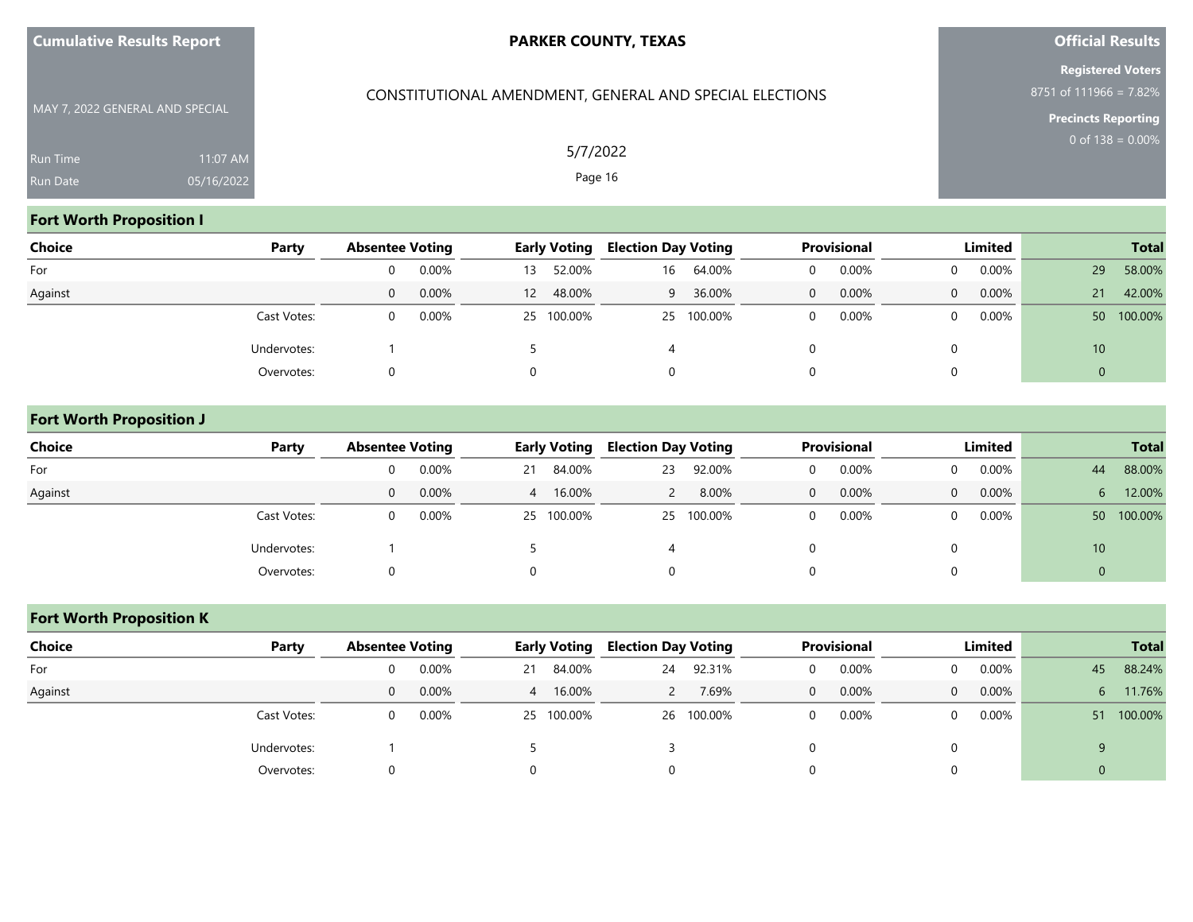**Cumulative Results Report**

MAY 7, 2022 GENERAL AND SPECIAL

Run Time 11:07 AM
Run Date 05/16/2022

**PARKER COUNTY, TEXAS**

CONSTITUTIONAL AMENDMENT, GENERAL AND SPECIAL ELECTIONS

5/7/2022

**Official Results**

**Registered Voters**
8751 of 111966 = 7.82%

**Precincts Reporting**
0 of 138 = 0.00%

## Fort Worth Proposition I

| Choice | Party | Absentee Voting | | Early Voting | | Election Day Voting | | Provisional | | Limited | | Total | |
|---|---|---|---|---|---|---|---|---|---|---|---|---|---|
| For | | 0 | 0.00% | 13 | 52.00% | 16 | 64.00% | 0 | 0.00% | 0 | 0.00% | 29 | 58.00% |
| Against | | 0 | 0.00% | 12 | 48.00% | 9 | 36.00% | 0 | 0.00% | 0 | 0.00% | 21 | 42.00% |
| | Cast Votes: | 0 | 0.00% | 25 | 100.00% | 25 | 100.00% | 0 | 0.00% | 0 | 0.00% | 50 | 100.00% |
| | Undervotes: | 1 | | 5 | | 4 | | 0 | | 0 | | 10 | |
| | Overvotes: | 0 | | 0 | | 0 | | 0 | | 0 | | 0 | |

## Fort Worth Proposition J

| Choice | Party | Absentee Voting | | Early Voting | | Election Day Voting | | Provisional | | Limited | | Total | |
|---|---|---|---|---|---|---|---|---|---|---|---|---|---|
| For | | 0 | 0.00% | 21 | 84.00% | 23 | 92.00% | 0 | 0.00% | 0 | 0.00% | 44 | 88.00% |
| Against | | 0 | 0.00% | 4 | 16.00% | 2 | 8.00% | 0 | 0.00% | 0 | 0.00% | 6 | 12.00% |
| | Cast Votes: | 0 | 0.00% | 25 | 100.00% | 25 | 100.00% | 0 | 0.00% | 0 | 0.00% | 50 | 100.00% |
| | Undervotes: | 1 | | 5 | | 4 | | 0 | | 0 | | 10 | |
| | Overvotes: | 0 | | 0 | | 0 | | 0 | | 0 | | 0 | |

## Fort Worth Proposition K

| Choice | Party | Absentee Voting | | Early Voting | | Election Day Voting | | Provisional | | Limited | | Total | |
|---|---|---|---|---|---|---|---|---|---|---|---|---|---|
| For | | 0 | 0.00% | 21 | 84.00% | 24 | 92.31% | 0 | 0.00% | 0 | 0.00% | 45 | 88.24% |
| Against | | 0 | 0.00% | 4 | 16.00% | 2 | 7.69% | 0 | 0.00% | 0 | 0.00% | 6 | 11.76% |
| | Cast Votes: | 0 | 0.00% | 25 | 100.00% | 26 | 100.00% | 0 | 0.00% | 0 | 0.00% | 51 | 100.00% |
| | Undervotes: | 1 | | 5 | | 3 | | 0 | | 0 | | 9 | |
| | Overvotes: | 0 | | 0 | | 0 | | 0 | | 0 | | 0 | |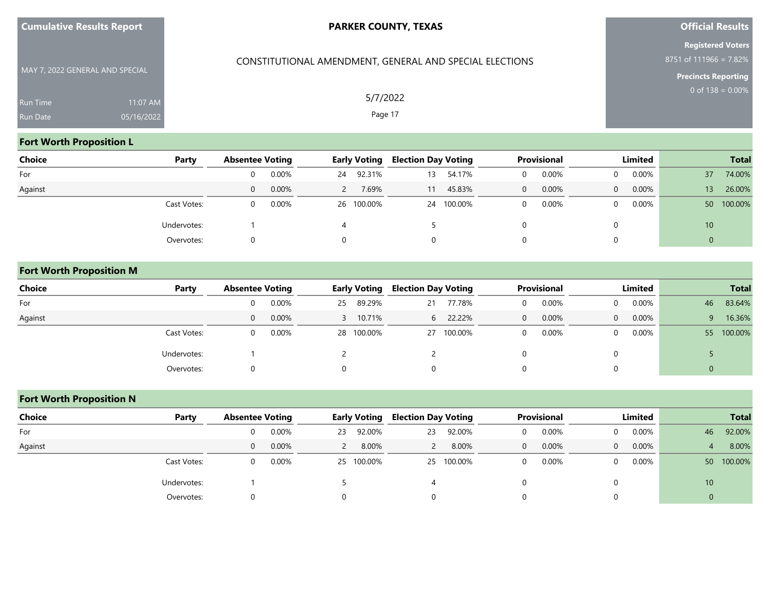## Fort Worth Proposition L

| Choice | Party | Absentee Voting | | Early Voting | | Election Day Voting | | Provisional | | Limited | | Total | |
|---|---|---|---|---|---|---|---|---|---|---|---|---|---|
| For | | 0 | 0.00% | 24 | 92.31% | 13 | 54.17% | 0 | 0.00% | 0 | 0.00% | 37 | 74.00% |
| Against | | 0 | 0.00% | 2 | 7.69% | 11 | 45.83% | 0 | 0.00% | 0 | 0.00% | 13 | 26.00% |
| | Cast Votes: | 0 | 0.00% | 26 | 100.00% | 24 | 100.00% | 0 | 0.00% | 0 | 0.00% | 50 | 100.00% |
| | Undervotes: | 1 | | 4 | | 5 | | 0 | | 0 | | 10 | |
| | Overvotes: | 0 | | 0 | | 0 | | 0 | | 0 | | 0 | |

## Fort Worth Proposition M

| Choice | Party | Absentee Voting | | Early Voting | | Election Day Voting | | Provisional | | Limited | | Total | |
|---|---|---|---|---|---|---|---|---|---|---|---|---|---|
| For | | 0 | 0.00% | 25 | 89.29% | 21 | 77.78% | 0 | 0.00% | 0 | 0.00% | 46 | 83.64% |
| Against | | 0 | 0.00% | 3 | 10.71% | 6 | 22.22% | 0 | 0.00% | 0 | 0.00% | 9 | 16.36% |
| | Cast Votes: | 0 | 0.00% | 28 | 100.00% | 27 | 100.00% | 0 | 0.00% | 0 | 0.00% | 55 | 100.00% |
| | Undervotes: | 1 | | 2 | | 2 | | 0 | | 0 | | 5 | |
| | Overvotes: | 0 | | 0 | | 0 | | 0 | | 0 | | 0 | |

## Fort Worth Proposition N

| Choice | Party | Absentee Voting | | Early Voting | | Election Day Voting | | Provisional | | Limited | | Total | |
|---|---|---|---|---|---|---|---|---|---|---|---|---|---|
| For | | 0 | 0.00% | 23 | 92.00% | 23 | 92.00% | 0 | 0.00% | 0 | 0.00% | 46 | 92.00% |
| Against | | 0 | 0.00% | 2 | 8.00% | 2 | 8.00% | 0 | 0.00% | 0 | 0.00% | 4 | 8.00% |
| | Cast Votes: | 0 | 0.00% | 25 | 100.00% | 25 | 100.00% | 0 | 0.00% | 0 | 0.00% | 50 | 100.00% |
| | Undervotes: | 1 | | 5 | | 4 | | 0 | | 0 | | 10 | |
| | Overvotes: | 0 | | 0 | | 0 | | 0 | | 0 | | 0 | |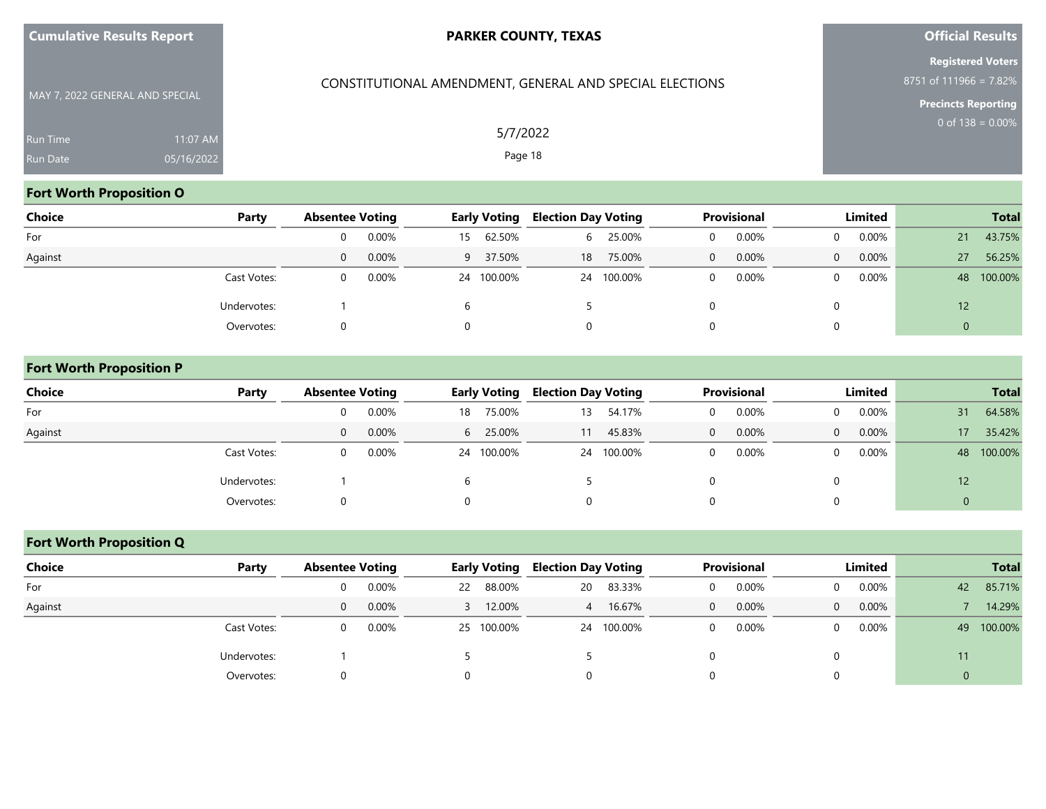## Fort Worth Proposition O

| Choice | Party | Absentee Voting | | Early Voting | | Election Day Voting | | Provisional | | Limited | | Total | |
|---|---|---|---|---|---|---|---|---|---|---|---|---|---|
| For | | 0 | 0.00% | 15 | 62.50% | 6 | 25.00% | 0 | 0.00% | 0 | 0.00% | 21 | 43.75% |
| Against | | 0 | 0.00% | 9 | 37.50% | 18 | 75.00% | 0 | 0.00% | 0 | 0.00% | 27 | 56.25% |
| | Cast Votes: | 0 | 0.00% | 24 | 100.00% | 24 | 100.00% | 0 | 0.00% | 0 | 0.00% | 48 | 100.00% |
| | Undervotes: | 1 | | 6 | | 5 | | 0 | | 0 | | 12 | |
| | Overvotes: | 0 | | 0 | | 0 | | 0 | | 0 | | 0 | |

## Fort Worth Proposition P

| Choice | Party | Absentee Voting | | Early Voting | | Election Day Voting | | Provisional | | Limited | | Total | |
|---|---|---|---|---|---|---|---|---|---|---|---|---|---|
| For | | 0 | 0.00% | 18 | 75.00% | 13 | 54.17% | 0 | 0.00% | 0 | 0.00% | 31 | 64.58% |
| Against | | 0 | 0.00% | 6 | 25.00% | 11 | 45.83% | 0 | 0.00% | 0 | 0.00% | 17 | 35.42% |
| | Cast Votes: | 0 | 0.00% | 24 | 100.00% | 24 | 100.00% | 0 | 0.00% | 0 | 0.00% | 48 | 100.00% |
| | Undervotes: | 1 | | 6 | | 5 | | 0 | | 0 | | 12 | |
| | Overvotes: | 0 | | 0 | | 0 | | 0 | | 0 | | 0 | |

## Fort Worth Proposition Q

| Choice | Party | Absentee Voting | | Early Voting | | Election Day Voting | | Provisional | | Limited | | Total | |
|---|---|---|---|---|---|---|---|---|---|---|---|---|---|
| For | | 0 | 0.00% | 22 | 88.00% | 20 | 83.33% | 0 | 0.00% | 0 | 0.00% | 42 | 85.71% |
| Against | | 0 | 0.00% | 3 | 12.00% | 4 | 16.67% | 0 | 0.00% | 0 | 0.00% | 7 | 14.29% |
| | Cast Votes: | 0 | 0.00% | 25 | 100.00% | 24 | 100.00% | 0 | 0.00% | 0 | 0.00% | 49 | 100.00% |
| | Undervotes: | 1 | | 5 | | 5 | | 0 | | 0 | | 11 | |
| | Overvotes: | 0 | | 0 | | 0 | | 0 | | 0 | | 0 | |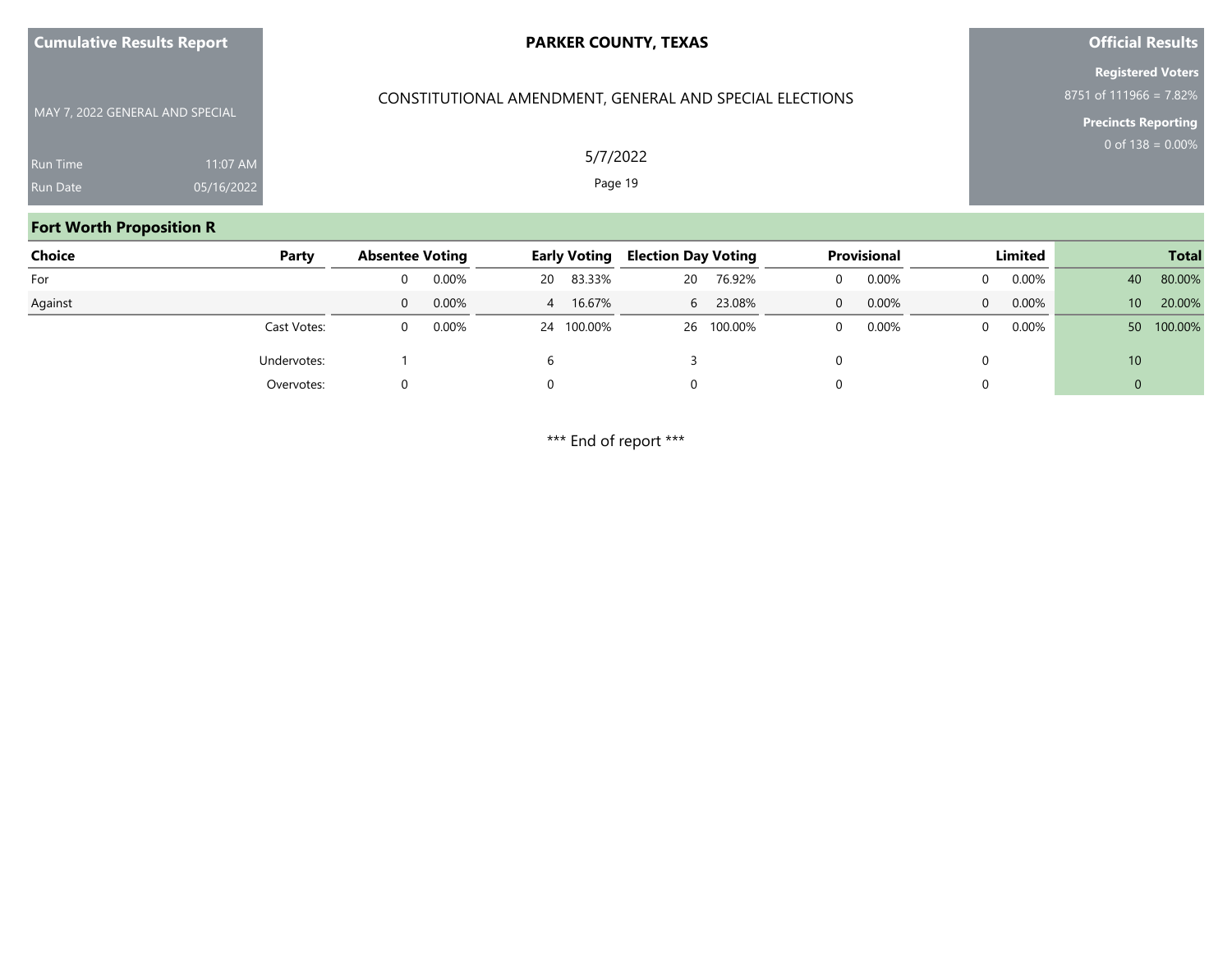| Cumulative Results Report | PARKER COUNTY, TEXAS | Official Results |
|---|---|---|
| MAY 7, 2022 GENERAL AND SPECIAL | CONSTITUTIONAL AMENDMENT, GENERAL AND SPECIAL ELECTIONS | Registered Voters 8751 of 111966 = 7.82% |
| Run Time 11:07 AM | 5/7/2022 | Precincts Reporting 0 of 138 = 0.00% |
| Run Date 05/16/2022 | | |

## Fort Worth Proposition R

| Choice | Party | Absentee Voting | | Early Voting | | Election Day Voting | | Provisional | | Limited | | Total | |
|---|---|---|---|---|---|---|---|---|---|---|---|---|---|
| For | | 0 | 0.00% | 20 | 83.33% | 20 | 76.92% | 0 | 0.00% | 0 | 0.00% | 40 | 80.00% |
| Against | | 0 | 0.00% | 4 | 16.67% | 6 | 23.08% | 0 | 0.00% | 0 | 0.00% | 10 | 20.00% |
| | Cast Votes: | 0 | 0.00% | 24 | 100.00% | 26 | 100.00% | 0 | 0.00% | 0 | 0.00% | 50 | 100.00% |
| | Undervotes: | 1 | | 6 | | 3 | | 0 | | 0 | | 10 | |
| | Overvotes: | 0 | | 0 | | 0 | | 0 | | 0 | | 0 | |

*** End of report ***